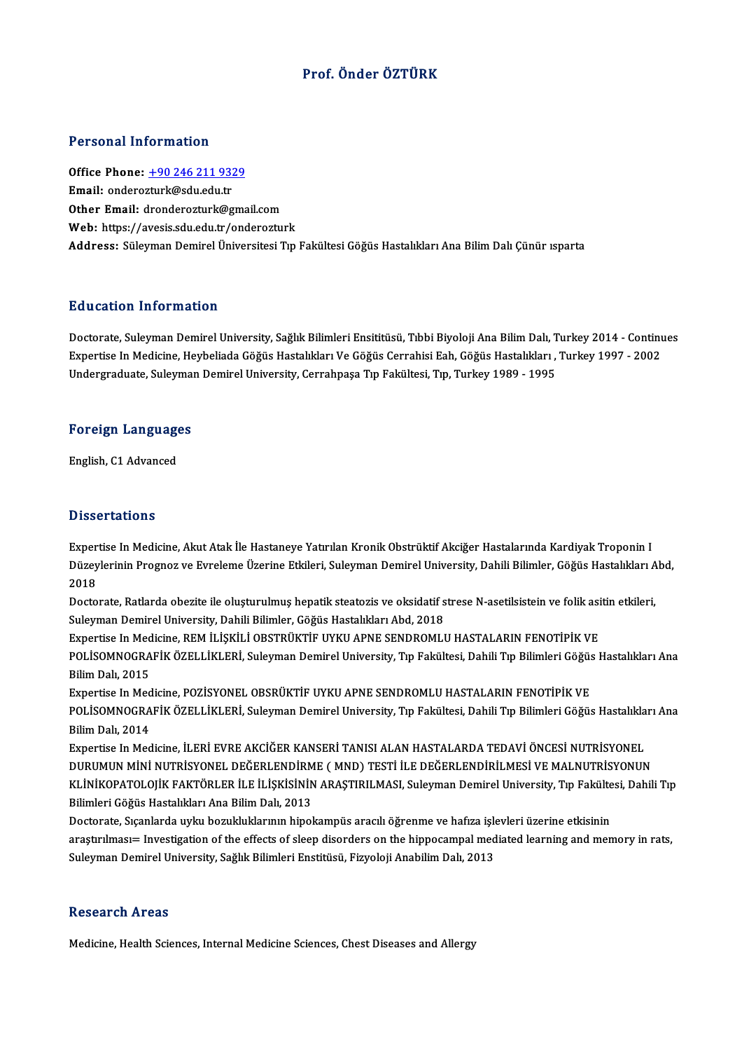# Prof. Önder ÖZTÜRK

## Personal Information

**Office Phone:** +90 246 211 9329
**Email:** onderozturk@sdu.edu.tr
**Other Email:** dronderozturk@gmail.com
**Web:** https://avesis.sdu.edu.tr/onderozturk
**Address:** Süleyman Demirel Üniversitesi Tıp Fakültesi Göğüs Hastalıkları Ana Bilim Dalı Çünür ısparta

## Education Information

Doctorate, Suleyman Demirel University, Sağlık Bilimleri Ensititüsü, Tıbbi Biyoloji Ana Bilim Dalı, Turkey 2014 - Continues
Expertise In Medicine, Heybeliada Göğüs Hastalıkları Ve Göğüs Cerrahisi Eah, Göğüs Hastalıkları , Turkey 1997 - 2002
Undergraduate, Suleyman Demirel University, Cerrahpaşa Tıp Fakültesi, Tıp, Turkey 1989 - 1995

## Foreign Languages

English, C1 Advanced

## Dissertations

Expertise In Medicine, Akut Atak İle Hastaneye Yatırılan Kronik Obstrüktif Akciğer Hastalarında Kardiyak Troponin I Düzeylerinin Prognoz ve Evreleme Üzerine Etkileri, Suleyman Demirel University, Dahili Bilimler, Göğüs Hastalıkları Abd, 2018

Doctorate, Ratlarda obezite ile oluşturulmuş hepatik steatozis ve oksidatif strese N-asetilsistein ve folik asitin etkileri, Suleyman Demirel University, Dahili Bilimler, Göğüs Hastalıkları Abd, 2018

Expertise In Medicine, REM İLİŞKİLİ OBSTRÜKTİF UYKU APNE SENDROMLU HASTALARIN FENOTİPİK VE POLİSOMNOGRAFİK ÖZELLİKLERİ, Suleyman Demirel University, Tıp Fakültesi, Dahili Tıp Bilimleri Göğüs Hastalıkları Ana Bilim Dalı, 2015

Expertise In Medicine, POZİSYONEL OBSRÜKTİF UYKU APNE SENDROMLU HASTALARIN FENOTİPİK VE POLİSOMNOGRAFİK ÖZELLİKLERİ, Suleyman Demirel University, Tıp Fakültesi, Dahili Tıp Bilimleri Göğüs Hastalıkları Ana Bilim Dalı, 2014

Expertise In Medicine, İLERİ EVRE AKCİĞER KANSERİ TANISI ALAN HASTALARDA TEDAVİ ÖNCESİ NUTRİSYONEL DURUMUN MİNİ NUTRİSYONEL DEĞERLENDİRME ( MND) TESTİ İLE DEĞERLENDİRİLMESİ VE MALNUTRİSYONUN KLİNİKOPATOLOJİK FAKTÖRLER İLE İLİŞKİSİNİN ARAŞTIRILMASI, Suleyman Demirel University, Tıp Fakültesi, Dahili Tıp Bilimleri Göğüs Hastalıkları Ana Bilim Dalı, 2013

Doctorate, Sıçanlarda uyku bozukluklarının hipokampüs aracılı öğrenme ve hafıza işlevleri üzerine etkisinin araştırılması= Investigation of the effects of sleep disorders on the hippocampal mediated learning and memory in rats, Suleyman Demirel University, Sağlık Bilimleri Enstitüsü, Fizyoloji Anabilim Dalı, 2013

## Research Areas

Medicine, Health Sciences, Internal Medicine Sciences, Chest Diseases and Allergy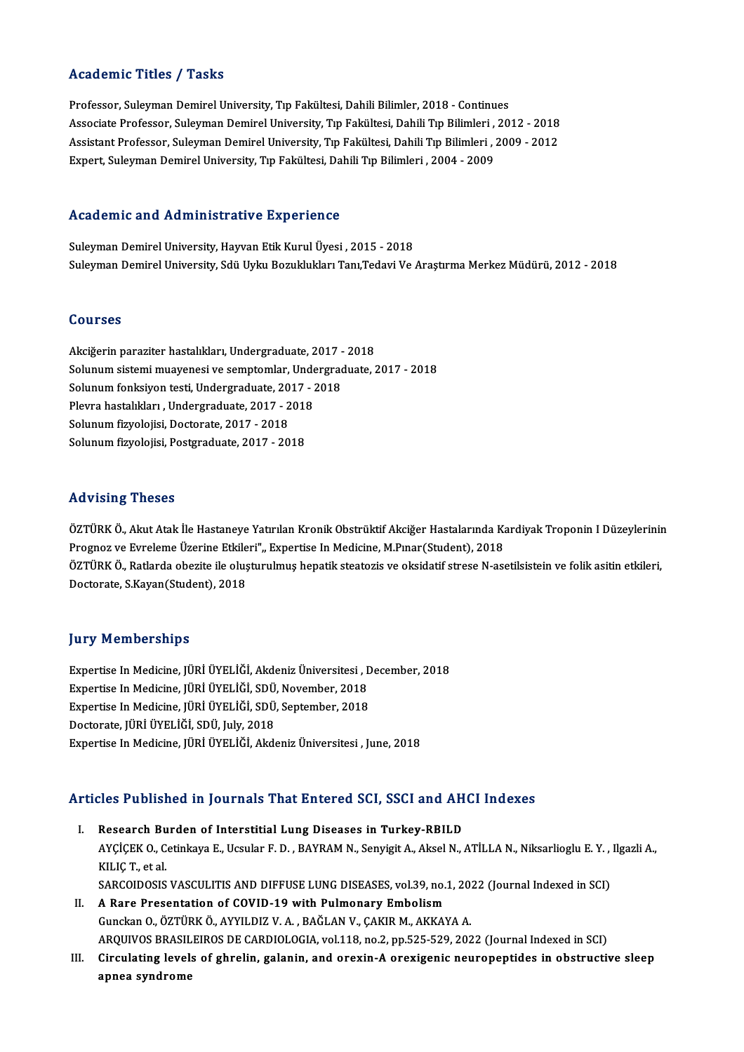## Academic Titles / Tasks

Professor, Suleyman Demirel University, Tıp Fakültesi, Dahili Bilimler, 2018 - Continues
Associate Professor, Suleyman Demirel University, Tıp Fakültesi, Dahili Tıp Bilimleri , 2012 - 2018
Assistant Professor, Suleyman Demirel University, Tıp Fakültesi, Dahili Tıp Bilimleri , 2009 - 2012
Expert, Suleyman Demirel University, Tıp Fakültesi, Dahili Tıp Bilimleri , 2004 - 2009

## Academic and Administrative Experience

Suleyman Demirel University, Hayvan Etik Kurul Üyesi , 2015 - 2018
Suleyman Demirel University, Sdü Uyku Bozuklukları Tanı,Tedavi Ve Araştırma Merkez Müdürü, 2012 - 2018

## Courses

Akciğerin paraziter hastalıkları, Undergraduate, 2017 - 2018
Solunum sistemi muayenesi ve semptomlar, Undergraduate, 2017 - 2018
Solunum fonksiyon testi, Undergraduate, 2017 - 2018
Plevra hastalıkları , Undergraduate, 2017 - 2018
Solunum fizyolojisi, Doctorate, 2017 - 2018
Solunum fizyolojisi, Postgraduate, 2017 - 2018

## Advising Theses

ÖZTÜRK Ö., Akut Atak İle Hastaneye Yatırılan Kronik Obstrüktif Akciğer Hastalarında Kardiyak Troponin I Düzeylerinin Prognoz ve Evreleme Üzerine Etkileri",, Expertise In Medicine, M.Pınar(Student), 2018
ÖZTÜRK Ö., Ratlarda obezite ile oluşturulmuş hepatik steatozis ve oksidatif strese N-asetilsistein ve folik asitin etkileri, Doctorate, S.Kayan(Student), 2018

## Jury Memberships

Expertise In Medicine, JÜRİ ÜYELİĞİ, Akdeniz Üniversitesi , December, 2018
Expertise In Medicine, JÜRİ ÜYELİĞİ, SDÜ, November, 2018
Expertise In Medicine, JÜRİ ÜYELİĞİ, SDÜ, September, 2018
Doctorate, JÜRİ ÜYELİĞİ, SDÜ, July, 2018
Expertise In Medicine, JÜRİ ÜYELİĞİ, Akdeniz Üniversitesi , June, 2018

## Articles Published in Journals That Entered SCI, SSCI and AHCI Indexes

I. **Research Burden of Interstitial Lung Diseases in Turkey-RBILD**
AYÇİÇEK O., Cetinkaya E., Ucsular F. D. , BAYRAM N., Senyigit A., Aksel N., ATİLLA N., Niksarlioglu E. Y. , Ilgazli A., KILIÇ T., et al.
SARCOIDOSIS VASCULITIS AND DIFFUSE LUNG DISEASES, vol.39, no.1, 2022 (Journal Indexed in SCI)

II. **A Rare Presentation of COVID-19 with Pulmonary Embolism**
Gunckan O., ÖZTÜRK Ö., AYYILDIZ V. A. , BAĞLAN V., ÇAKIR M., AKKAYA A.
ARQUIVOS BRASILEIROS DE CARDIOLOGIA, vol.118, no.2, pp.525-529, 2022 (Journal Indexed in SCI)

III. **Circulating levels of ghrelin, galanin, and orexin-A orexigenic neuropeptides in obstructive sleep apnea syndrome**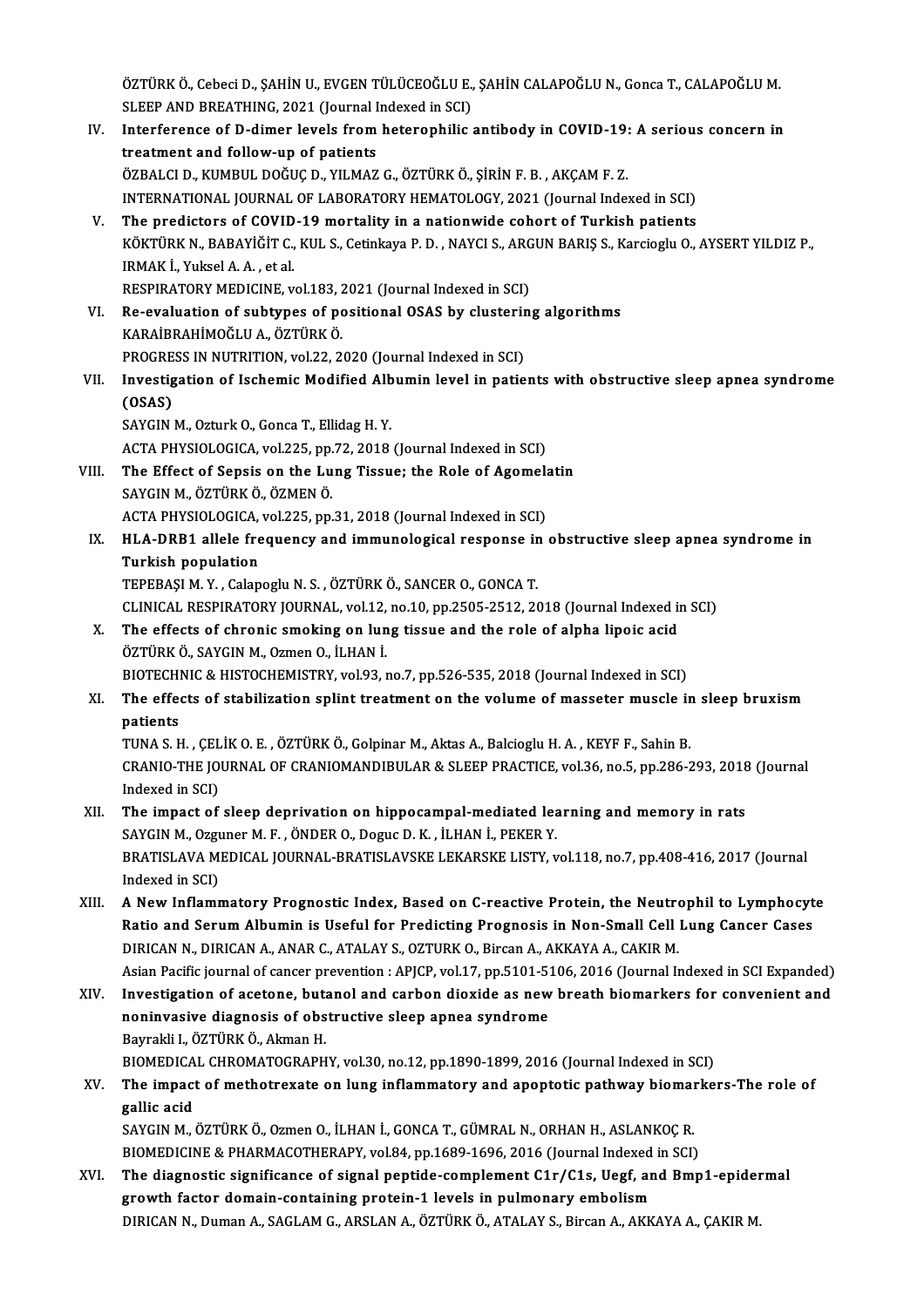ÖZTÜRK Ö., Cebeci D., ŞAHİN U., EVGEN TÜLÜCEOĞLU E., ŞAHİN CALAPOĞLU N., Gonca T., CALAPOĞLU M.
SLEEP AND BREATHING, 2021 (Journal Indexed in SCI)

IV. **Interference of D-dimer levels from heterophilic antibody in COVID-19: A serious concern in treatment and follow-up of patients**
ÖZBALCI D., KUMBUL DOĞUÇ D., YILMAZ G., ÖZTÜRK Ö., ŞİRİN F. B. , AKÇAM F. Z.
INTERNATIONAL JOURNAL OF LABORATORY HEMATOLOGY, 2021 (Journal Indexed in SCI)

V. **The predictors of COVID-19 mortality in a nationwide cohort of Turkish patients**
KÖKTÜRK N., BABAYİĞİT C., KUL S., Cetinkaya P. D. , NAYCI S., ARGUN BARIŞ S., Karcioglu O., AYSERT YILDIZ P., IRMAK İ., Yuksel A. A. , et al.
RESPIRATORY MEDICINE, vol.183, 2021 (Journal Indexed in SCI)

VI. **Re-evaluation of subtypes of positional OSAS by clustering algorithms**
KARAİBRAHİMOĞLU A., ÖZTÜRK Ö.
PROGRESS IN NUTRITION, vol.22, 2020 (Journal Indexed in SCI)

VII. **Investigation of Ischemic Modified Albumin level in patients with obstructive sleep apnea syndrome (OSAS)**
SAYGIN M., Ozturk O., Gonca T., Ellidag H. Y.
ACTA PHYSIOLOGICA, vol.225, pp.72, 2018 (Journal Indexed in SCI)

VIII. **The Effect of Sepsis on the Lung Tissue; the Role of Agomelatin**
SAYGIN M., ÖZTÜRK Ö., ÖZMEN Ö.
ACTA PHYSIOLOGICA, vol.225, pp.31, 2018 (Journal Indexed in SCI)

IX. **HLA-DRB1 allele frequency and immunological response in obstructive sleep apnea syndrome in Turkish population**
TEPEBAŞI M. Y. , Calapoglu N. S. , ÖZTÜRK Ö., SANCER O., GONCA T.
CLINICAL RESPIRATORY JOURNAL, vol.12, no.10, pp.2505-2512, 2018 (Journal Indexed in SCI)

X. **The effects of chronic smoking on lung tissue and the role of alpha lipoic acid**
ÖZTÜRK Ö., SAYGIN M., Ozmen O., İLHAN İ.
BIOTECHNIC & HISTOCHEMISTRY, vol.93, no.7, pp.526-535, 2018 (Journal Indexed in SCI)

XI. **The effects of stabilization splint treatment on the volume of masseter muscle in sleep bruxism patients**
TUNA S. H. , ÇELİK O. E. , ÖZTÜRK Ö., Golpinar M., Aktas A., Balcioglu H. A. , KEYF F., Sahin B.
CRANIO-THE JOURNAL OF CRANIOMANDIBULAR & SLEEP PRACTICE, vol.36, no.5, pp.286-293, 2018 (Journal Indexed in SCI)

XII. **The impact of sleep deprivation on hippocampal-mediated learning and memory in rats**
SAYGIN M., Ozguner M. F. , ÖNDER O., Doguc D. K. , İLHAN İ., PEKER Y.
BRATISLAVA MEDICAL JOURNAL-BRATISLAVSKE LEKARSKE LISTY, vol.118, no.7, pp.408-416, 2017 (Journal Indexed in SCI)

XIII. **A New Inflammatory Prognostic Index, Based on C-reactive Protein, the Neutrophil to Lymphocyte Ratio and Serum Albumin is Useful for Predicting Prognosis in Non-Small Cell Lung Cancer Cases**
DIRICAN N., DIRICAN A., ANAR C., ATALAY S., OZTURK O., Bircan A., AKKAYA A., CAKIR M.
Asian Pacific journal of cancer prevention : APJCP, vol.17, pp.5101-5106, 2016 (Journal Indexed in SCI Expanded)

XIV. **Investigation of acetone, butanol and carbon dioxide as new breath biomarkers for convenient and noninvasive diagnosis of obstructive sleep apnea syndrome**
Bayrakli I., ÖZTÜRK Ö., Akman H.
BIOMEDICAL CHROMATOGRAPHY, vol.30, no.12, pp.1890-1899, 2016 (Journal Indexed in SCI)

XV. **The impact of methotrexate on lung inflammatory and apoptotic pathway biomarkers-The role of gallic acid**
SAYGIN M., ÖZTÜRK Ö., Ozmen O., İLHAN İ., GONCA T., GÜMRAL N., ORHAN H., ASLANKOÇ R.
BIOMEDICINE & PHARMACOTHERAPY, vol.84, pp.1689-1696, 2016 (Journal Indexed in SCI)

XVI. **The diagnostic significance of signal peptide-complement C1r/C1s, Uegf, and Bmp1-epidermal growth factor domain-containing protein-1 levels in pulmonary embolism**
DIRICAN N., Duman A., SAGLAM G., ARSLAN A., ÖZTÜRK Ö., ATALAY S., Bircan A., AKKAYA A., ÇAKIR M.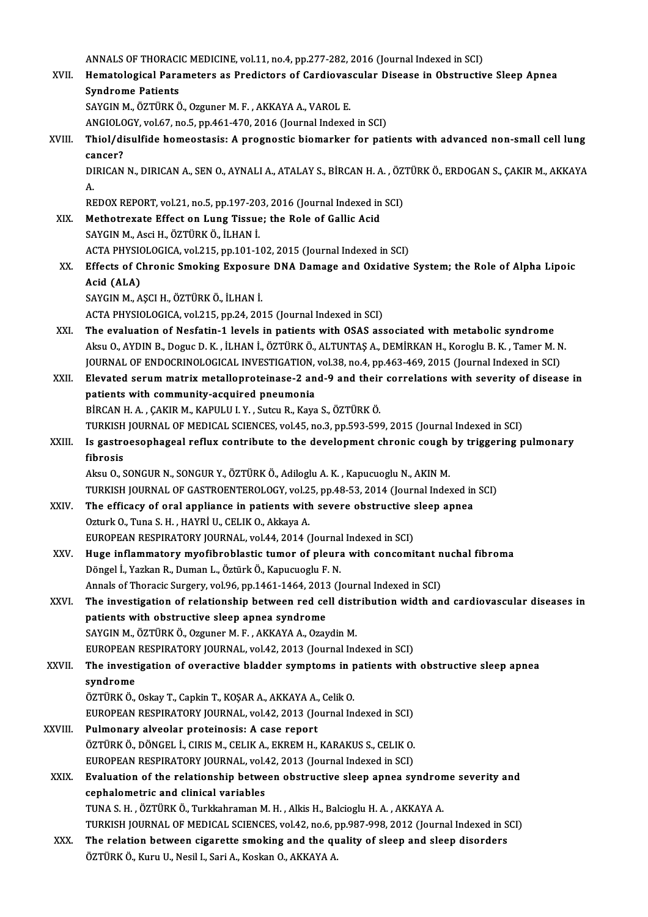ANNALS OF THORACIC MEDICINE, vol.11, no.4, pp.277-282, 2016 (Journal Indexed in SCI)

XVII. **Hematological Parameters as Predictors of Cardiovascular Disease in Obstructive Sleep Apnea Syndrome Patients**
SAYGIN M., ÖZTÜRK Ö., Ozguner M. F. , AKKAYA A., VAROL E.
ANGIOLOGY, vol.67, no.5, pp.461-470, 2016 (Journal Indexed in SCI)

XVIII. **Thiol/disulfide homeostasis: A prognostic biomarker for patients with advanced non-small cell lung cancer?**
DIRICAN N., DIRICAN A., SEN O., AYNALI A., ATALAY S., BİRCAN H. A. , ÖZTÜRK Ö., ERDOGAN S., ÇAKIR M., AKKAYA A.
REDOX REPORT, vol.21, no.5, pp.197-203, 2016 (Journal Indexed in SCI)

XIX. **Methotrexate Effect on Lung Tissue; the Role of Gallic Acid**
SAYGIN M., Asci H., ÖZTÜRK Ö., İLHAN İ.
ACTA PHYSIOLOGICA, vol.215, pp.101-102, 2015 (Journal Indexed in SCI)

XX. **Effects of Chronic Smoking Exposure DNA Damage and Oxidative System; the Role of Alpha Lipoic Acid (ALA)**
SAYGIN M., AŞCI H., ÖZTÜRK Ö., İLHAN İ.
ACTA PHYSIOLOGICA, vol.215, pp.24, 2015 (Journal Indexed in SCI)

XXI. **The evaluation of Nesfatin-1 levels in patients with OSAS associated with metabolic syndrome**
Aksu O., AYDIN B., Doguc D. K. , İLHAN İ., ÖZTÜRK Ö., ALTUNTAŞ A., DEMİRKAN H., Koroglu B. K. , Tamer M. N.
JOURNAL OF ENDOCRINOLOGICAL INVESTIGATION, vol.38, no.4, pp.463-469, 2015 (Journal Indexed in SCI)

XXII. **Elevated serum matrix metalloproteinase-2 and-9 and their correlations with severity of disease in patients with community-acquired pneumonia**
BİRCAN H. A. , ÇAKIR M., KAPULU I. Y. , Sutcu R., Kaya S., ÖZTÜRK Ö.
TURKISH JOURNAL OF MEDICAL SCIENCES, vol.45, no.3, pp.593-599, 2015 (Journal Indexed in SCI)

XXIII. **Is gastroesophageal reflux contribute to the development chronic cough by triggering pulmonary fibrosis**
Aksu O., SONGUR N., SONGUR Y., ÖZTÜRK Ö., Adiloglu A. K. , Kapucuoglu N., AKIN M.
TURKISH JOURNAL OF GASTROENTEROLOGY, vol.25, pp.48-53, 2014 (Journal Indexed in SCI)

XXIV. **The efficacy of oral appliance in patients with severe obstructive sleep apnea**
Ozturk O., Tuna S. H. , HAYRİ U., CELIK O., Akkaya A.
EUROPEAN RESPIRATORY JOURNAL, vol.44, 2014 (Journal Indexed in SCI)

XXV. **Huge inflammatory myofibroblastic tumor of pleura with concomitant nuchal fibroma**
Döngel İ., Yazkan R., Duman L., Öztürk Ö., Kapucuoglu F. N.
Annals of Thoracic Surgery, vol.96, pp.1461-1464, 2013 (Journal Indexed in SCI)

XXVI. **The investigation of relationship between red cell distribution width and cardiovascular diseases in patients with obstructive sleep apnea syndrome**
SAYGIN M., ÖZTÜRK Ö., Ozguner M. F. , AKKAYA A., Ozaydin M.
EUROPEAN RESPIRATORY JOURNAL, vol.42, 2013 (Journal Indexed in SCI)

XXVII. **The investigation of overactive bladder symptoms in patients with obstructive sleep apnea syndrome**
ÖZTÜRK Ö., Oskay T., Capkin T., KOŞAR A., AKKAYA A., Celik O.
EUROPEAN RESPIRATORY JOURNAL, vol.42, 2013 (Journal Indexed in SCI)

XXVIII. **Pulmonary alveolar proteinosis: A case report**
ÖZTÜRK Ö., DÖNGEL İ., CIRIS M., CELIK A., EKREM H., KARAKUS S., CELIK O.
EUROPEAN RESPIRATORY JOURNAL, vol.42, 2013 (Journal Indexed in SCI)

XXIX. **Evaluation of the relationship between obstructive sleep apnea syndrome severity and cephalometric and clinical variables**
TUNA S. H. , ÖZTÜRK Ö., Turkkahraman M. H. , Alkis H., Balcioglu H. A. , AKKAYA A.
TURKISH JOURNAL OF MEDICAL SCIENCES, vol.42, no.6, pp.987-998, 2012 (Journal Indexed in SCI)

XXX. **The relation between cigarette smoking and the quality of sleep and sleep disorders**
ÖZTÜRK Ö., Kuru U., Nesil I., Sari A., Koskan O., AKKAYA A.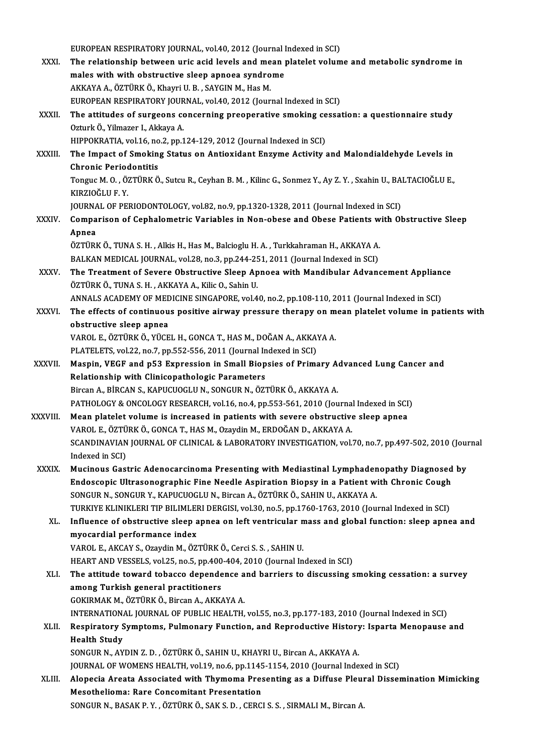EUROPEAN RESPIRATORY JOURNAL, vol.40, 2012 (Journal Indexed in SCI)

XXXI. **The relationship between uric acid levels and mean platelet volume and metabolic syndrome in males with with obstructive sleep apnoea syndrome**
AKKAYA A., ÖZTÜRK Ö., Khayri U. B. , SAYGIN M., Has M.
EUROPEAN RESPIRATORY JOURNAL, vol.40, 2012 (Journal Indexed in SCI)

XXXII. **The attitudes of surgeons concerning preoperative smoking cessation: a questionnaire study**
Ozturk Ö., Yilmazer I., Akkaya A.
HIPPOKRATIA, vol.16, no.2, pp.124-129, 2012 (Journal Indexed in SCI)

XXXIII. **The Impact of Smoking Status on Antioxidant Enzyme Activity and Malondialdehyde Levels in Chronic Periodontitis**
Tonguc M. O. , ÖZTÜRK Ö., Sutcu R., Ceyhan B. M. , Kilinc G., Sonmez Y., Ay Z. Y. , Sxahin U., BALTACIOĞLU E., KIRZIOĞLU F. Y.
JOURNAL OF PERIODONTOLOGY, vol.82, no.9, pp.1320-1328, 2011 (Journal Indexed in SCI)

XXXIV. **Comparison of Cephalometric Variables in Non-obese and Obese Patients with Obstructive Sleep Apnea**
ÖZTÜRK Ö., TUNA S. H. , Alkis H., Has M., Balcioglu H. A. , Turkkahraman H., AKKAYA A.
BALKAN MEDICAL JOURNAL, vol.28, no.3, pp.244-251, 2011 (Journal Indexed in SCI)

XXXV. **The Treatment of Severe Obstructive Sleep Apnoea with Mandibular Advancement Appliance**
ÖZTÜRK Ö., TUNA S. H. , AKKAYA A., Kilic O., Sahin U.
ANNALS ACADEMY OF MEDICINE SINGAPORE, vol.40, no.2, pp.108-110, 2011 (Journal Indexed in SCI)

XXXVI. **The effects of continuous positive airway pressure therapy on mean platelet volume in patients with obstructive sleep apnea**
VAROL E., ÖZTÜRK Ö., YÜCEL H., GONCA T., HAS M., DOĞAN A., AKKAYA A.
PLATELETS, vol.22, no.7, pp.552-556, 2011 (Journal Indexed in SCI)

XXXVII. **Maspin, VEGF and p53 Expression in Small Biopsies of Primary Advanced Lung Cancer and Relationship with Clinicopathologic Parameters**
Bircan A., BİRCAN S., KAPUCUOGLU N., SONGUR N., ÖZTÜRK Ö., AKKAYA A.
PATHOLOGY & ONCOLOGY RESEARCH, vol.16, no.4, pp.553-561, 2010 (Journal Indexed in SCI)

XXXVIII. **Mean platelet volume is increased in patients with severe obstructive sleep apnea**
VAROL E., ÖZTÜRK Ö., GONCA T., HAS M., Ozaydin M., ERDOĞAN D., AKKAYA A.
SCANDINAVIAN JOURNAL OF CLINICAL & LABORATORY INVESTIGATION, vol.70, no.7, pp.497-502, 2010 (Journal Indexed in SCI)

XXXIX. **Mucinous Gastric Adenocarcinoma Presenting with Mediastinal Lymphadenopathy Diagnosed by Endoscopic Ultrasonographic Fine Needle Aspiration Biopsy in a Patient with Chronic Cough**
SONGUR N., SONGUR Y., KAPUCUOGLU N., Bircan A., ÖZTÜRK Ö., SAHIN U., AKKAYA A.
TURKIYE KLINIKLERI TIP BILIMLERI DERGISI, vol.30, no.5, pp.1760-1763, 2010 (Journal Indexed in SCI)

XL. **Influence of obstructive sleep apnea on left ventricular mass and global function: sleep apnea and myocardial performance index**
VAROL E., AKCAY S., Ozaydin M., ÖZTÜRK Ö., Cerci S. S. , SAHIN U.
HEART AND VESSELS, vol.25, no.5, pp.400-404, 2010 (Journal Indexed in SCI)

XLI. **The attitude toward tobacco dependence and barriers to discussing smoking cessation: a survey among Turkish general practitioners**
GOKIRMAK M., ÖZTÜRK Ö., Bircan A., AKKAYA A.
INTERNATIONAL JOURNAL OF PUBLIC HEALTH, vol.55, no.3, pp.177-183, 2010 (Journal Indexed in SCI)

XLII. **Respiratory Symptoms, Pulmonary Function, and Reproductive History: Isparta Menopause and Health Study**
SONGUR N., AYDIN Z. D. , ÖZTÜRK Ö., SAHIN U., KHAYRI U., Bircan A., AKKAYA A.
JOURNAL OF WOMENS HEALTH, vol.19, no.6, pp.1145-1154, 2010 (Journal Indexed in SCI)

XLIII. **Alopecia Areata Associated with Thymoma Presenting as a Diffuse Pleural Dissemination Mimicking Mesothelioma: Rare Concomitant Presentation**
SONGUR N., BASAK P. Y. , ÖZTÜRK Ö., SAK S. D. , CERCI S. S. , SIRMALI M., Bircan A.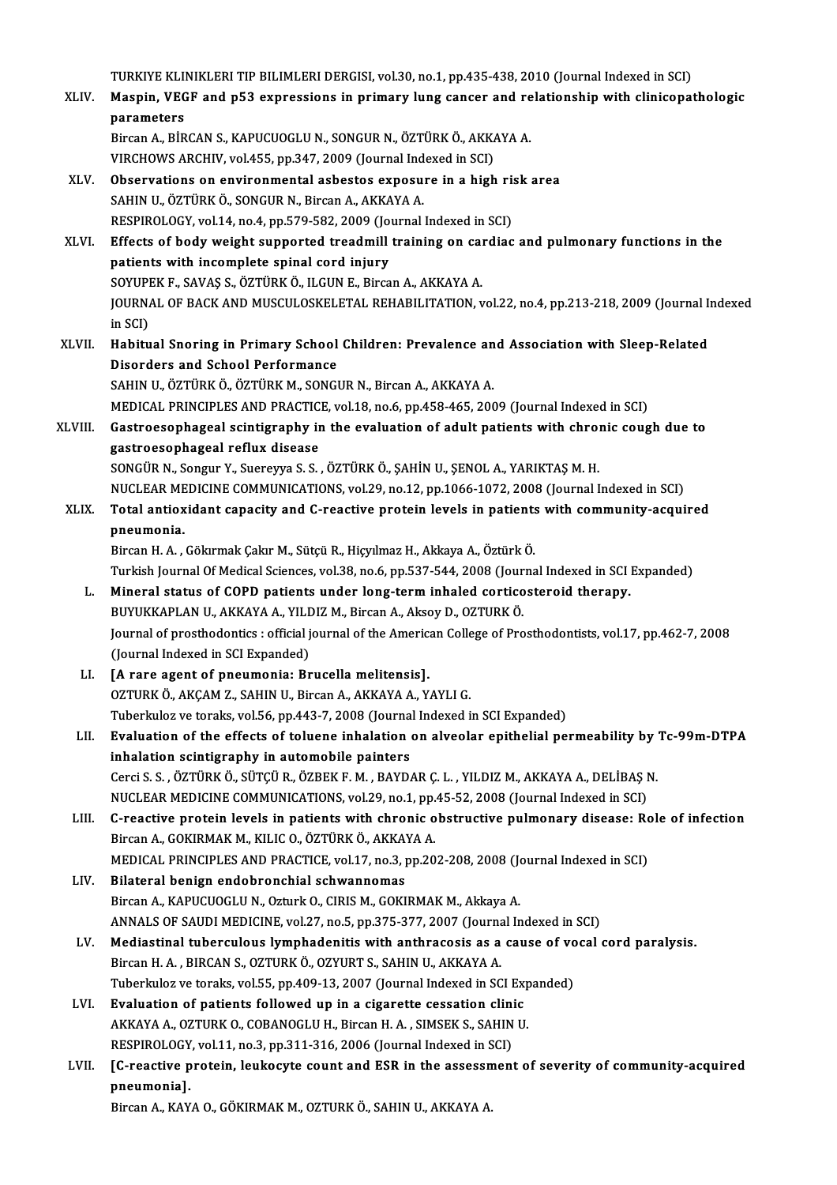TURKIYE KLINIKLERI TIP BILIMLERI DERGISI, vol.30, no.1, pp.435-438, 2010 (Journal Indexed in SCI)

XLIV. **Maspin, VEGF and p53 expressions in primary lung cancer and relationship with clinicopathologic parameters**
Bircan A., BİRCAN S., KAPUCUOGLU N., SONGUR N., ÖZTÜRK Ö., AKKAYA A.
VIRCHOWS ARCHIV, vol.455, pp.347, 2009 (Journal Indexed in SCI)

XLV. **Observations on environmental asbestos exposure in a high risk area**
SAHIN U., ÖZTÜRK Ö., SONGUR N., Bircan A., AKKAYA A.
RESPIROLOGY, vol.14, no.4, pp.579-582, 2009 (Journal Indexed in SCI)

XLVI. **Effects of body weight supported treadmill training on cardiac and pulmonary functions in the patients with incomplete spinal cord injury**
SOYUPEK F., SAVAŞ S., ÖZTÜRK Ö., ILGUN E., Bircan A., AKKAYA A.
JOURNAL OF BACK AND MUSCULOSKELETAL REHABILITATION, vol.22, no.4, pp.213-218, 2009 (Journal Indexed in SCI)

XLVII. **Habitual Snoring in Primary School Children: Prevalence and Association with Sleep-Related Disorders and School Performance**
SAHIN U., ÖZTÜRK Ö., ÖZTÜRK M., SONGUR N., Bircan A., AKKAYA A.
MEDICAL PRINCIPLES AND PRACTICE, vol.18, no.6, pp.458-465, 2009 (Journal Indexed in SCI)

XLVIII. **Gastroesophageal scintigraphy in the evaluation of adult patients with chronic cough due to gastroesophageal reflux disease**
SONGÜR N., Songur Y., Suereyya S. S. , ÖZTÜRK Ö., ŞAHİN U., ŞENOL A., YARIKTAŞ M. H.
NUCLEAR MEDICINE COMMUNICATIONS, vol.29, no.12, pp.1066-1072, 2008 (Journal Indexed in SCI)

XLIX. **Total antioxidant capacity and C-reactive protein levels in patients with community-acquired pneumonia.**
Bircan H. A. , Gökırmak Çakır M., Sütçü R., Hiçyılmaz H., Akkaya A., Öztürk Ö.
Turkish Journal Of Medical Sciences, vol.38, no.6, pp.537-544, 2008 (Journal Indexed in SCI Expanded)

L. **Mineral status of COPD patients under long-term inhaled corticosteroid therapy.**
BUYUKKAPLAN U., AKKAYA A., YILDIZ M., Bircan A., Aksoy D., OZTURK Ö.
Journal of prosthodontics : official journal of the American College of Prosthodontists, vol.17, pp.462-7, 2008 (Journal Indexed in SCI Expanded)

LI. **[A rare agent of pneumonia: Brucella melitensis].**
OZTURK Ö., AKÇAM Z., SAHIN U., Bircan A., AKKAYA A., YAYLI G.
Tuberkuloz ve toraks, vol.56, pp.443-7, 2008 (Journal Indexed in SCI Expanded)

LII. **Evaluation of the effects of toluene inhalation on alveolar epithelial permeability by Tc-99m-DTPA inhalation scintigraphy in automobile painters**
Cerci S. S. , ÖZTÜRK Ö., SÜTÇÜ R., ÖZBEK F. M. , BAYDAR Ç. L. , YILDIZ M., AKKAYA A., DELİBAŞ N.
NUCLEAR MEDICINE COMMUNICATIONS, vol.29, no.1, pp.45-52, 2008 (Journal Indexed in SCI)

LIII. **C-reactive protein levels in patients with chronic obstructive pulmonary disease: Role of infection**
Bircan A., GOKIRMAK M., KILIC O., ÖZTÜRK Ö., AKKAYA A.
MEDICAL PRINCIPLES AND PRACTICE, vol.17, no.3, pp.202-208, 2008 (Journal Indexed in SCI)

LIV. **Bilateral benign endobronchial schwannomas**
Bircan A., KAPUCUOGLU N., Ozturk O., CIRIS M., GOKIRMAK M., Akkaya A.
ANNALS OF SAUDI MEDICINE, vol.27, no.5, pp.375-377, 2007 (Journal Indexed in SCI)

LV. **Mediastinal tuberculous lymphadenitis with anthracosis as a cause of vocal cord paralysis.**
Bircan H. A. , BIRCAN S., OZTURK Ö., OZYURT S., SAHIN U., AKKAYA A.
Tuberkuloz ve toraks, vol.55, pp.409-13, 2007 (Journal Indexed in SCI Expanded)

LVI. **Evaluation of patients followed up in a cigarette cessation clinic**
AKKAYA A., OZTURK O., COBANOGLU H., Bircan H. A. , SIMSEK S., SAHIN U.
RESPIROLOGY, vol.11, no.3, pp.311-316, 2006 (Journal Indexed in SCI)

LVII. **[C-reactive protein, leukocyte count and ESR in the assessment of severity of community-acquired pneumonia].**
Bircan A., KAYA O., GÖKIRMAK M., OZTURK Ö., SAHIN U., AKKAYA A.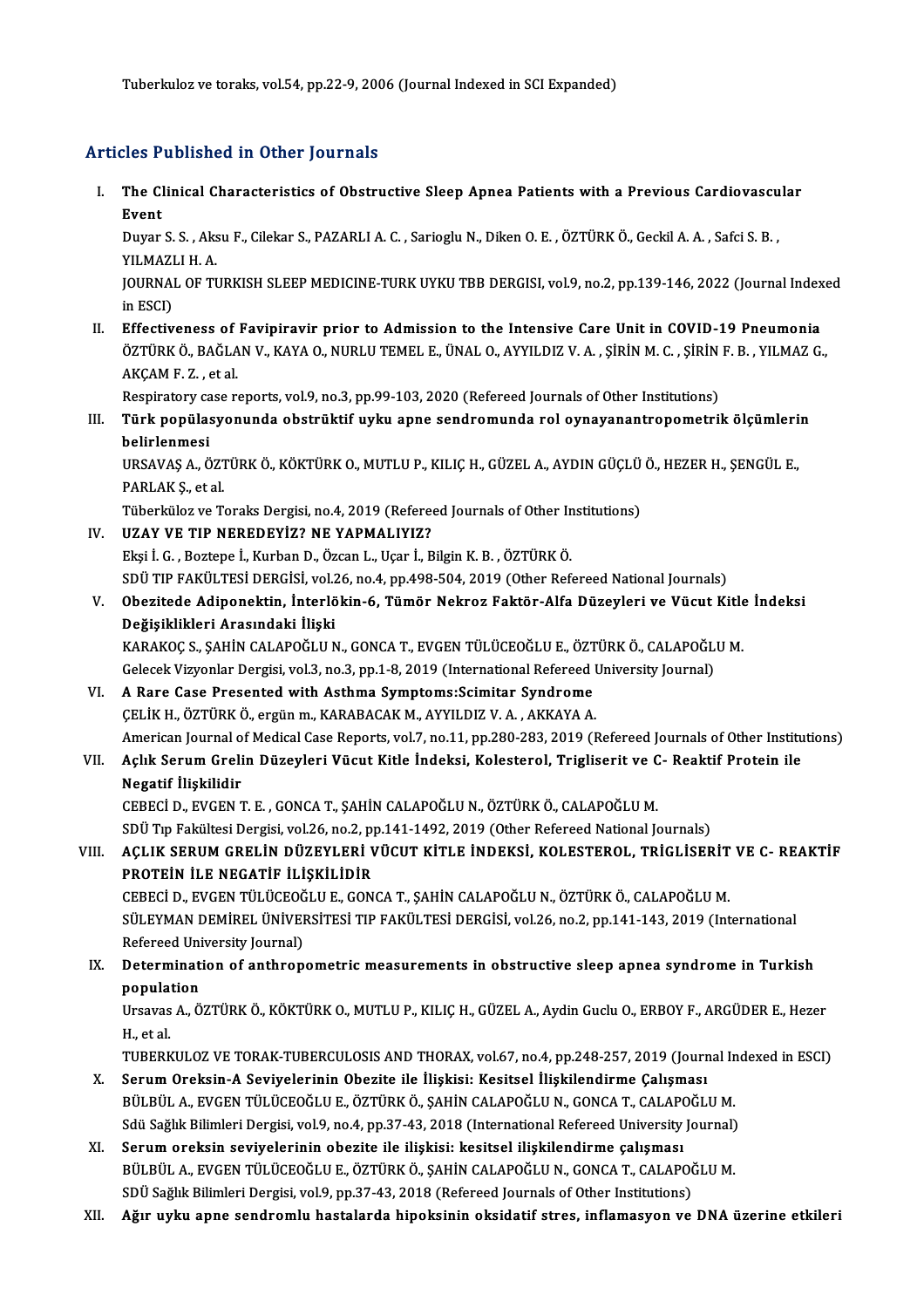Tuberkuloz ve toraks, vol.54, pp.22-9, 2006 (Journal Indexed in SCI Expanded)

## Articles Published in Other Journals

I. **The Clinical Characteristics of Obstructive Sleep Apnea Patients with a Previous Cardiovascular Event**
Duyar S. S. , Aksu F., Cilekar S., PAZARLI A. C. , Sarioglu N., Diken O. E. , ÖZTÜRK Ö., Geckil A. A. , Safci S. B. , YILMAZLI H. A.
JOURNAL OF TURKISH SLEEP MEDICINE-TURK UYKU TBB DERGISI, vol.9, no.2, pp.139-146, 2022 (Journal Indexed in ESCI)

II. **Effectiveness of Favipiravir prior to Admission to the Intensive Care Unit in COVID-19 Pneumonia**
ÖZTÜRK Ö., BAĞLAN V., KAYA O., NURLU TEMEL E., ÜNAL O., AYYILDIZ V. A. , ŞİRİN M. C. , ŞİRİN F. B. , YILMAZ G., AKÇAM F. Z. , et al.
Respiratory case reports, vol.9, no.3, pp.99-103, 2020 (Refereed Journals of Other Institutions)

III. **Türk popülasyonunda obstrüktif uyku apne sendromunda rol oynayanantropometrik ölçümlerin belirlenmesi**
URSAVAŞ A., ÖZTÜRK Ö., KÖKTÜRK O., MUTLU P., KILIÇ H., GÜZEL A., AYDIN GÜÇLÜ Ö., HEZER H., ŞENGÜL E., PARLAK Ş., et al.
Tüberküloz ve Toraks Dergisi, no.4, 2019 (Refereed Journals of Other Institutions)

IV. **UZAY VE TIP NEREDEYİZ? NE YAPMALIYIZ?**
Ekşi İ. G. , Boztepe İ., Kurban D., Özcan L., Uçar İ., Bilgin K. B. , ÖZTÜRK Ö.
SDÜ TIP FAKÜLTESİ DERGİSİ, vol.26, no.4, pp.498-504, 2019 (Other Refereed National Journals)

V. **Obezitede Adiponektin, İnterlökin-6, Tümör Nekroz Faktör-Alfa Düzeyleri ve Vücut Kitle İndeksi Değişiklikleri Arasındaki İlişki**
KARAKOÇ S., ŞAHİN CALAPOĞLU N., GONCA T., EVGEN TÜLÜCEOĞLU E., ÖZTÜRK Ö., CALAPOĞLU M.
Gelecek Vizyonlar Dergisi, vol.3, no.3, pp.1-8, 2019 (International Refereed University Journal)

VI. **A Rare Case Presented with Asthma Symptoms:Scimitar Syndrome**
ÇELİK H., ÖZTÜRK Ö., ergün m., KARABACAK M., AYYILDIZ V. A. , AKKAYA A.
American Journal of Medical Case Reports, vol.7, no.11, pp.280-283, 2019 (Refereed Journals of Other Institutions)

VII. **Açlık Serum Grelin Düzeyleri Vücut Kitle İndeksi, Kolesterol, Trigliserit ve C- Reaktif Protein ile Negatif İlişkilidir**
CEBECİ D., EVGEN T. E. , GONCA T., ŞAHİN CALAPOĞLU N., ÖZTÜRK Ö., CALAPOĞLU M.
SDÜ Tıp Fakültesi Dergisi, vol.26, no.2, pp.141-1492, 2019 (Other Refereed National Journals)

VIII. **AÇLIK SERUM GRELİN DÜZEYLERİ VÜCUT KİTLE İNDEKSİ, KOLESTEROL, TRİGLİSERİT VE C- REAKTİF PROTEİN İLE NEGATİF İLİŞKİLİDİR**
CEBECİ D., EVGEN TÜLÜCEOĞLU E., GONCA T., ŞAHİN CALAPOĞLU N., ÖZTÜRK Ö., CALAPOĞLU M.
SÜLEYMAN DEMİREL ÜNİVERSİTESİ TIP FAKÜLTESİ DERGİSİ, vol.26, no.2, pp.141-143, 2019 (International Refereed University Journal)

IX. **Determination of anthropometric measurements in obstructive sleep apnea syndrome in Turkish population**
Ursavas A., ÖZTÜRK Ö., KÖKTÜRK O., MUTLU P., KILIÇ H., GÜZEL A., Aydin Guclu O., ERBOY F., ARGÜDER E., Hezer H., et al.
TUBERKULOZ VE TORAK-TUBERCULOSIS AND THORAX, vol.67, no.4, pp.248-257, 2019 (Journal Indexed in ESCI)

X. **Serum Oreksin-A Seviyelerinin Obezite ile İlişkisi: Kesitsel İlişkilendirme Çalışması**
BÜLBÜL A., EVGEN TÜLÜCEOĞLU E., ÖZTÜRK Ö., ŞAHİN CALAPOĞLU N., GONCA T., CALAPOĞLU M.
Sdü Sağlık Bilimleri Dergisi, vol.9, no.4, pp.37-43, 2018 (International Refereed University Journal)

XI. **Serum oreksin seviyelerinin obezite ile ilişkisi: kesitsel ilişkilendirme çalışması**
BÜLBÜL A., EVGEN TÜLÜCEOĞLU E., ÖZTÜRK Ö., ŞAHİN CALAPOĞLU N., GONCA T., CALAPOĞLU M.
SDÜ Sağlık Bilimleri Dergisi, vol.9, pp.37-43, 2018 (Refereed Journals of Other Institutions)

XII. **Ağır uyku apne sendromlu hastalarda hipoksinin oksidatif stres, inflamasyon ve DNA üzerine etkileri**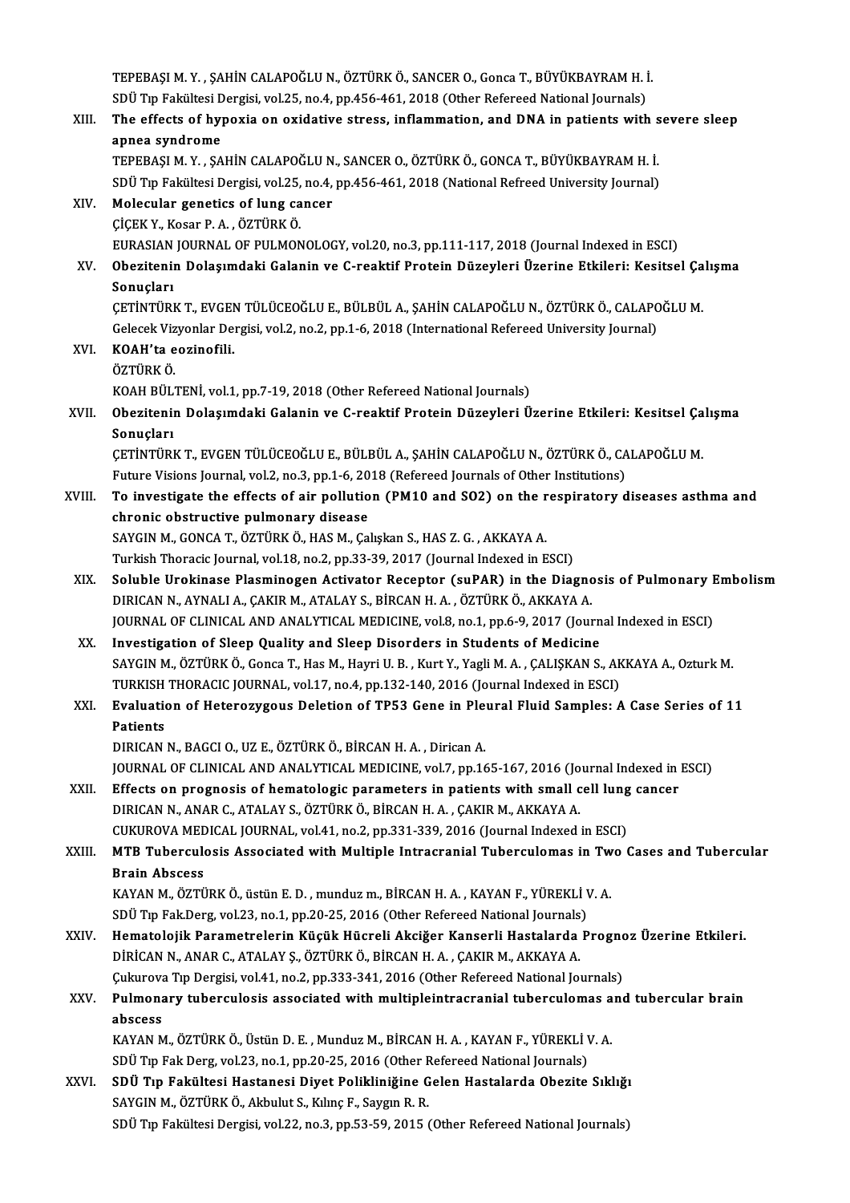TEPEBAŞI M. Y. , ŞAHİN CALAPOĞLU N., ÖZTÜRK Ö., SANCER O., Gonca T., BÜYÜKBAYRAM H. İ.
SDÜ Tıp Fakültesi Dergisi, vol.25, no.4, pp.456-461, 2018 (Other Refereed National Journals)

XIII. **The effects of hypoxia on oxidative stress, inflammation, and DNA in patients with severe sleep apnea syndrome**
TEPEBAŞI M. Y. , ŞAHİN CALAPOĞLU N., SANCER O., ÖZTÜRK Ö., GONCA T., BÜYÜKBAYRAM H. İ.
SDÜ Tıp Fakültesi Dergisi, vol.25, no.4, pp.456-461, 2018 (National Refreed University Journal)

XIV. **Molecular genetics of lung cancer**
ÇİÇEK Y., Kosar P. A. , ÖZTÜRK Ö.
EURASIAN JOURNAL OF PULMONOLOGY, vol.20, no.3, pp.111-117, 2018 (Journal Indexed in ESCI)

XV. **Obezitenin Dolaşımdaki Galanin ve C-reaktif Protein Düzeyleri Üzerine Etkileri: Kesitsel Çalışma Sonuçları**
ÇETİNTÜRK T., EVGEN TÜLÜCEOĞLU E., BÜLBÜL A., ŞAHİN CALAPOĞLU N., ÖZTÜRK Ö., CALAPOĞLU M.
Gelecek Vizyonlar Dergisi, vol.2, no.2, pp.1-6, 2018 (International Refereed University Journal)

XVI. **KOAH'ta eozinofili.**
ÖZTÜRK Ö.
KOAH BÜLTENİ, vol.1, pp.7-19, 2018 (Other Refereed National Journals)

XVII. **Obezitenin Dolaşımdaki Galanin ve C-reaktif Protein Düzeyleri Üzerine Etkileri: Kesitsel Çalışma Sonuçları**
ÇETİNTÜRK T., EVGEN TÜLÜCEOĞLU E., BÜLBÜL A., ŞAHİN CALAPOĞLU N., ÖZTÜRK Ö., CALAPOĞLU M.
Future Visions Journal, vol.2, no.3, pp.1-6, 2018 (Refereed Journals of Other Institutions)

XVIII. **To investigate the effects of air pollution (PM10 and SO2) on the respiratory diseases asthma and chronic obstructive pulmonary disease**
SAYGIN M., GONCA T., ÖZTÜRK Ö., HAS M., Çalışkan S., HAS Z. G. , AKKAYA A.
Turkish Thoracic Journal, vol.18, no.2, pp.33-39, 2017 (Journal Indexed in ESCI)

XIX. **Soluble Urokinase Plasminogen Activator Receptor (suPAR) in the Diagnosis of Pulmonary Embolism**
DIRICAN N., AYNALI A., ÇAKIR M., ATALAY S., BİRCAN H. A. , ÖZTÜRK Ö., AKKAYA A.
JOURNAL OF CLINICAL AND ANALYTICAL MEDICINE, vol.8, no.1, pp.6-9, 2017 (Journal Indexed in ESCI)

XX. **Investigation of Sleep Quality and Sleep Disorders in Students of Medicine**
SAYGIN M., ÖZTÜRK Ö., Gonca T., Has M., Hayri U. B. , Kurt Y., Yagli M. A. , ÇALIŞKAN S., AKKAYA A., Ozturk M.
TURKISH THORACIC JOURNAL, vol.17, no.4, pp.132-140, 2016 (Journal Indexed in ESCI)

XXI. **Evaluation of Heterozygous Deletion of TP53 Gene in Pleural Fluid Samples: A Case Series of 11 Patients**
DIRICAN N., BAGCI O., UZ E., ÖZTÜRK Ö., BİRCAN H. A. , Dirican A.
JOURNAL OF CLINICAL AND ANALYTICAL MEDICINE, vol.7, pp.165-167, 2016 (Journal Indexed in ESCI)

XXII. **Effects on prognosis of hematologic parameters in patients with small cell lung cancer**
DIRICAN N., ANAR C., ATALAY S., ÖZTÜRK Ö., BİRCAN H. A. , ÇAKIR M., AKKAYA A.
CUKUROVA MEDICAL JOURNAL, vol.41, no.2, pp.331-339, 2016 (Journal Indexed in ESCI)

XXIII. **MTB Tuberculosis Associated with Multiple Intracranial Tuberculomas in Two Cases and Tubercular Brain Abscess**
KAYAN M., ÖZTÜRK Ö., üstün E. D. , munduz m., BİRCAN H. A. , KAYAN F., YÜREKLİ V. A.
SDÜ Tıp Fak.Derg, vol.23, no.1, pp.20-25, 2016 (Other Refereed National Journals)

XXIV. **Hematolojik Parametrelerin Küçük Hücreli Akciğer Kanserli Hastalarda Prognoz Üzerine Etkileri.**
DİRİCAN N., ANAR C., ATALAY Ş., ÖZTÜRK Ö., BİRCAN H. A. , ÇAKIR M., AKKAYA A.
Çukurova Tıp Dergisi, vol.41, no.2, pp.333-341, 2016 (Other Refereed National Journals)

XXV. **Pulmonary tuberculosis associated with multipleintracranial tuberculomas and tubercular brain abscess**
KAYAN M., ÖZTÜRK Ö., Üstün D. E. , Munduz M., BİRCAN H. A. , KAYAN F., YÜREKLİ V. A.
SDÜ Tıp Fak Derg, vol.23, no.1, pp.20-25, 2016 (Other Refereed National Journals)

XXVI. **SDÜ Tıp Fakültesi Hastanesi Diyet Polikliniğine Gelen Hastalarda Obezite Sıklığı**
SAYGIN M., ÖZTÜRK Ö., Akbulut S., Kılınç F., Saygın R. R.
SDÜ Tıp Fakültesi Dergisi, vol.22, no.3, pp.53-59, 2015 (Other Refereed National Journals)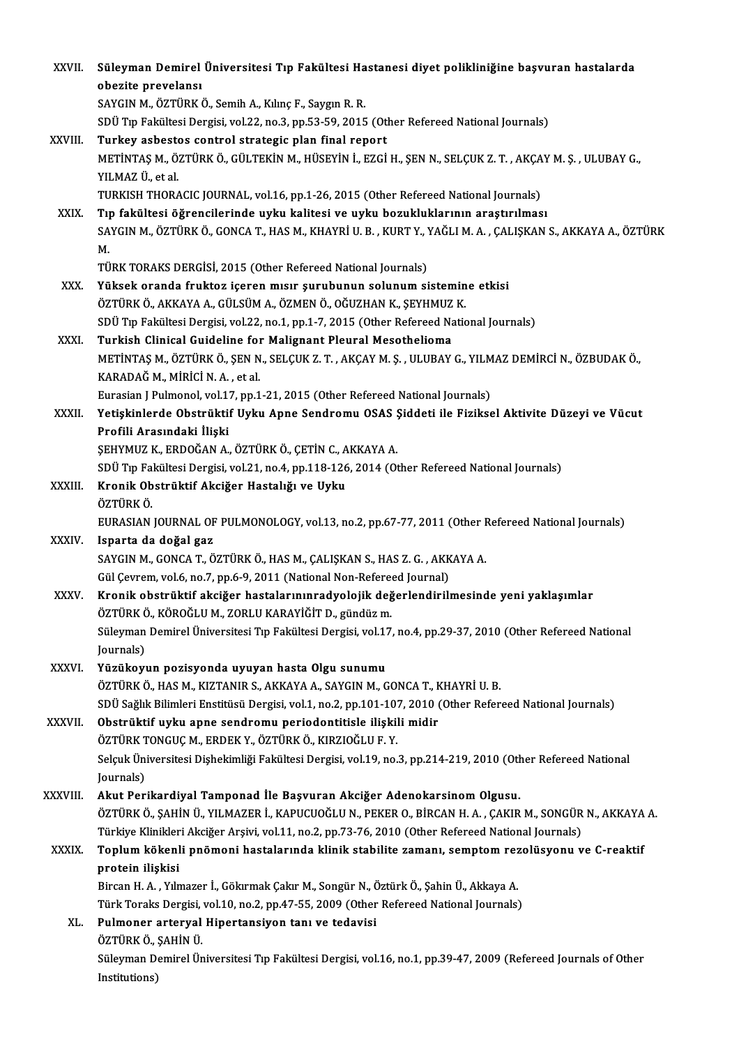XXVII. **Süleyman Demirel Üniversitesi Tıp Fakültesi Hastanesi diyet polikliniğine başvuran hastalarda obezite prevelansı**
SAYGIN M., ÖZTÜRK Ö., Semih A., Kılınç F., Saygın R. R.
SDÜ Tıp Fakültesi Dergisi, vol.22, no.3, pp.53-59, 2015 (Other Refereed National Journals)

XXVIII. **Turkey asbestos control strategic plan final report**
METİNTAŞ M., ÖZTÜRK Ö., GÜLTEKİN M., HÜSEYİN İ., EZGİ H., ŞEN N., SELÇUK Z. T. , AKÇAY M. Ş. , ULUBAY G., YILMAZ Ü., et al.
TURKISH THORACIC JOURNAL, vol.16, pp.1-26, 2015 (Other Refereed National Journals)

XXIX. **Tıp fakültesi öğrencilerinde uyku kalitesi ve uyku bozukluklarının araştırılması**
SAYGIN M., ÖZTÜRK Ö., GONCA T., HAS M., KHAYRİ U. B. , KURT Y., YAĞLI M. A. , ÇALIŞKAN S., AKKAYA A., ÖZTÜRK M.
TÜRK TORAKS DERGİSİ, 2015 (Other Refereed National Journals)

XXX. **Yüksek oranda fruktoz içeren mısır şurubunun solunum sistemine etkisi**
ÖZTÜRK Ö., AKKAYA A., GÜLSÜM A., ÖZMEN Ö., OĞUZHAN K., ŞEYHMUZ K.
SDÜ Tıp Fakültesi Dergisi, vol.22, no.1, pp.1-7, 2015 (Other Refereed National Journals)

XXXI. **Turkish Clinical Guideline for Malignant Pleural Mesothelioma**
METİNTAŞ M., ÖZTÜRK Ö., ŞEN N., SELÇUK Z. T. , AKÇAY M. Ş. , ULUBAY G., YILMAZ DEMİRCİ N., ÖZBUDAK Ö., KARADAĞ M., MİRİCİ N. A. , et al.
Eurasian J Pulmonol, vol.17, pp.1-21, 2015 (Other Refereed National Journals)

XXXII. **Yetişkinlerde Obstrüktif Uyku Apne Sendromu OSAS Şiddeti ile Fiziksel Aktivite Düzeyi ve Vücut Profili Arasındaki İlişki**
ŞEHYMUZ K., ERDOĞAN A., ÖZTÜRK Ö., ÇETİN C., AKKAYA A.
SDÜ Tıp Fakültesi Dergisi, vol.21, no.4, pp.118-126, 2014 (Other Refereed National Journals)

XXXIII. **Kronik Obstrüktif Akciğer Hastalığı ve Uyku**
ÖZTÜRK Ö.
EURASIAN JOURNAL OF PULMONOLOGY, vol.13, no.2, pp.67-77, 2011 (Other Refereed National Journals)

XXXIV. **Isparta da doğal gaz**
SAYGIN M., GONCA T., ÖZTÜRK Ö., HAS M., ÇALIŞKAN S., HAS Z. G. , AKKAYA A.
Gül Çevrem, vol.6, no.7, pp.6-9, 2011 (National Non-Refereed Journal)

XXXV. **Kronik obstrüktif akciğer hastalarınınradyolojik değerlendirilmesinde yeni yaklaşımlar**
ÖZTÜRK Ö., KÖROĞLU M., ZORLU KARAYİĞİT D., gündüz m.
Süleyman Demirel Üniversitesi Tıp Fakültesi Dergisi, vol.17, no.4, pp.29-37, 2010 (Other Refereed National Journals)

XXXVI. **Yüzükoyun pozisyonda uyuyan hasta Olgu sunumu**
ÖZTÜRK Ö., HAS M., KIZTANIR S., AKKAYA A., SAYGIN M., GONCA T., KHAYRİ U. B.
SDÜ Sağlık Bilimleri Enstitüsü Dergisi, vol.1, no.2, pp.101-107, 2010 (Other Refereed National Journals)

XXXVII. **Obstrüktif uyku apne sendromu periodontitisle ilişkili midir**
ÖZTÜRK TONGUÇ M., ERDEK Y., ÖZTÜRK Ö., KIRZIOĞLU F. Y.
Selçuk Üniversitesi Dişhekimliği Fakültesi Dergisi, vol.19, no.3, pp.214-219, 2010 (Other Refereed National Journals)

XXXVIII. **Akut Perikardiyal Tamponad İle Başvuran Akciğer Adenokarsinom Olgusu.**
ÖZTÜRK Ö., ŞAHİN Ü., YILMAZER İ., KAPUCUOĞLU N., PEKER O., BİRCAN H. A. , ÇAKIR M., SONGÜR N., AKKAYA A.
Türkiye Klinikleri Akciğer Arşivi, vol.11, no.2, pp.73-76, 2010 (Other Refereed National Journals)

XXXIX. **Toplum kökenli pnömoni hastalarında klinik stabilite zamanı, semptom rezolüsyonu ve C-reaktif protein ilişkisi**
Bircan H. A. , Yılmazer İ., Gökırmak Çakır M., Songür N., Öztürk Ö., Şahin Ü., Akkaya A.
Türk Toraks Dergisi, vol.10, no.2, pp.47-55, 2009 (Other Refereed National Journals)

XL. **Pulmoner arteryal Hipertansiyon tanı ve tedavisi**
ÖZTÜRK Ö., ŞAHİN Ü.
Süleyman Demirel Üniversitesi Tıp Fakültesi Dergisi, vol.16, no.1, pp.39-47, 2009 (Refereed Journals of Other Institutions)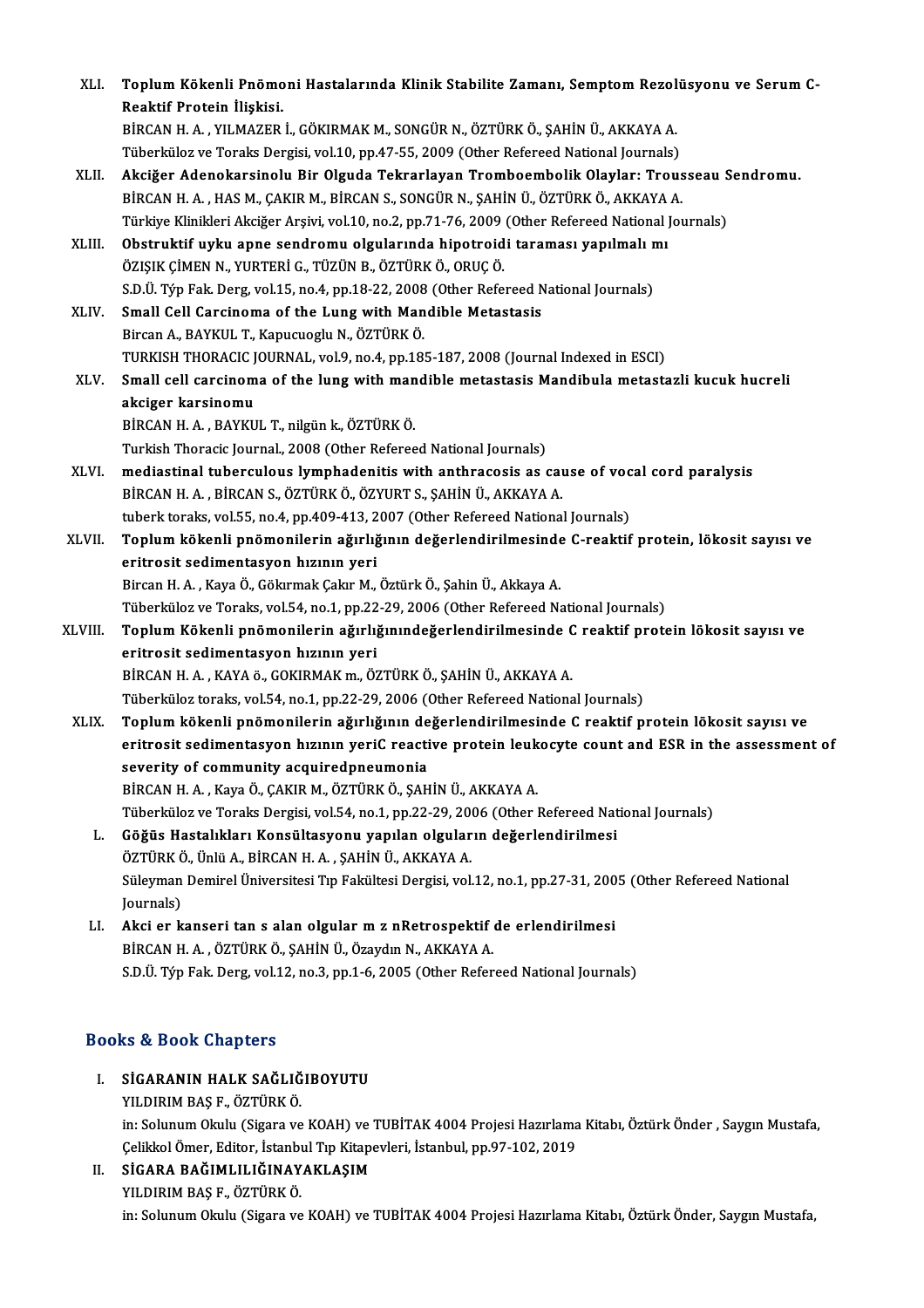XLI. **Toplum Kökenli Pnömoni Hastalarında Klinik Stabilite Zamanı, Semptom Rezolüsyonu ve Serum C-Reaktif Protein İlişkisi.**
BİRCAN H. A. , YILMAZER İ., GÖKIRMAK M., SONGÜR N., ÖZTÜRK Ö., ŞAHİN Ü., AKKAYA A.
Tüberküloz ve Toraks Dergisi, vol.10, pp.47-55, 2009 (Other Refereed National Journals)

XLII. **Akciğer Adenokarsinolu Bir Olguda Tekrarlayan Tromboembolik Olaylar: Trousseau Sendromu.**
BİRCAN H. A. , HAS M., ÇAKIR M., BİRCAN S., SONGÜR N., ŞAHİN Ü., ÖZTÜRK Ö., AKKAYA A.
Türkiye Klinikleri Akciğer Arşivi, vol.10, no.2, pp.71-76, 2009 (Other Refereed National Journals)

XLIII. **Obstruktif uyku apne sendromu olgularında hipotroidi taraması yapılmalı mı**
ÖZIŞIK ÇİMEN N., YURTERİ G., TÜZÜN B., ÖZTÜRK Ö., ORUÇ Ö.
S.D.Ü. Týp Fak. Derg, vol.15, no.4, pp.18-22, 2008 (Other Refereed National Journals)

XLIV. **Small Cell Carcinoma of the Lung with Mandible Metastasis**
Bircan A., BAYKUL T., Kapucuoglu N., ÖZTÜRK Ö.
TURKISH THORACIC JOURNAL, vol.9, no.4, pp.185-187, 2008 (Journal Indexed in ESCI)

XLV. **Small cell carcinoma of the lung with mandible metastasis Mandibula metastazli kucuk hucreli akciger karsinomu**
BİRCAN H. A. , BAYKUL T., nilgün k., ÖZTÜRK Ö.
Turkish Thoracic Journal., 2008 (Other Refereed National Journals)

XLVI. **mediastinal tuberculous lymphadenitis with anthracosis as cause of vocal cord paralysis**
BİRCAN H. A. , BİRCAN S., ÖZTÜRK Ö., ÖZYURT S., ŞAHİN Ü., AKKAYA A.
tuberk toraks, vol.55, no.4, pp.409-413, 2007 (Other Refereed National Journals)

XLVII. **Toplum kökenli pnömonilerin ağırlığının değerlendirilmesinde C-reaktif protein, lökosit sayısı ve eritrosit sedimentasyon hızının yeri**
Bircan H. A. , Kaya Ö., Gökırmak Çakır M., Öztürk Ö., Şahin Ü., Akkaya A.
Tüberküloz ve Toraks, vol.54, no.1, pp.22-29, 2006 (Other Refereed National Journals)

XLVIII. **Toplum Kökenli pnömonilerin ağırlığınındeğerlendirilmesinde C reaktif protein lökosit sayısı ve eritrosit sedimentasyon hızının yeri**
BİRCAN H. A. , KAYA ö., GOKIRMAK m., ÖZTÜRK Ö., ŞAHİN Ü., AKKAYA A.
Tüberküloz toraks, vol.54, no.1, pp.22-29, 2006 (Other Refereed National Journals)

XLIX. **Toplum kökenli pnömonilerin ağırlığının değerlendirilmesinde C reaktif protein lökosit sayısı ve eritrosit sedimentasyon hızının yeriC reactive protein leukocyte count and ESR in the assessment of severity of community acquiredpneumonia**
BİRCAN H. A. , Kaya Ö., ÇAKIR M., ÖZTÜRK Ö., ŞAHİN Ü., AKKAYA A.
Tüberküloz ve Toraks Dergisi, vol.54, no.1, pp.22-29, 2006 (Other Refereed National Journals)

L. **Göğüs Hastalıkları Konsültasyonu yapılan olguların değerlendirilmesi**
ÖZTÜRK Ö., Ünlü A., BİRCAN H. A. , ŞAHİN Ü., AKKAYA A.
Süleyman Demirel Üniversitesi Tıp Fakültesi Dergisi, vol.12, no.1, pp.27-31, 2005 (Other Refereed National Journals)

LI. **Akci er kanseri tan s alan olgular m z nRetrospektif de erlendirilmesi**
BİRCAN H. A. , ÖZTÜRK Ö., ŞAHİN Ü., Özaydın N., AKKAYA A.
S.D.Ü. Týp Fak. Derg, vol.12, no.3, pp.1-6, 2005 (Other Refereed National Journals)

## Books & Book Chapters

I. **SİGARANIN HALK SAĞLIĞIBOYUTU**
YILDIRIM BAŞ F., ÖZTÜRK Ö.
in: Solunum Okulu (Sigara ve KOAH) ve TUBİTAK 4004 Projesi Hazırlama Kitabı, Öztürk Önder , Saygın Mustafa, Çelikkol Ömer, Editor, İstanbul Tıp Kitapevleri, İstanbul, pp.97-102, 2019

II. **SİGARA BAĞIMLILIĞINAYAKLAŞIM**
YILDIRIM BAŞ F., ÖZTÜRK Ö.
in: Solunum Okulu (Sigara ve KOAH) ve TUBİTAK 4004 Projesi Hazırlama Kitabı, Öztürk Önder, Saygın Mustafa,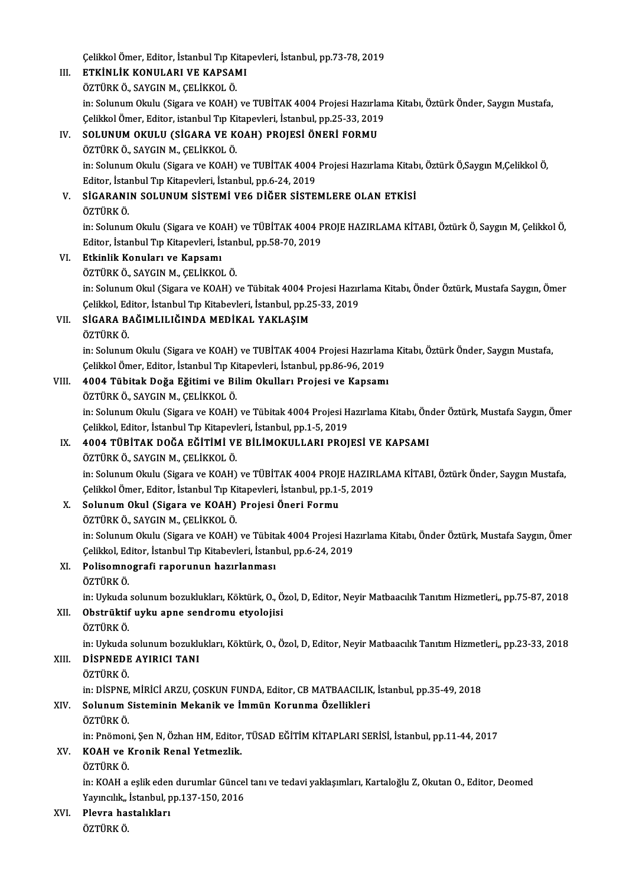Çelikkol Ömer, Editor, İstanbul Tıp Kitapevleri, İstanbul, pp.73-78, 2019

III. **ETKİNLİK KONULARI VE KAPSAMI**
ÖZTÜRK Ö., SAYGIN M., ÇELİKKOL Ö.
in: Solunum Okulu (Sigara ve KOAH) ve TUBİTAK 4004 Projesi Hazırlama Kitabı, Öztürk Önder, Saygın Mustafa, Çelikkol Ömer, Editor, istanbul Tıp Kitapevleri, İstanbul, pp.25-33, 2019

IV. **SOLUNUM OKULU (SİGARA VE KOAH) PROJESİ ÖNERİ FORMU**
ÖZTÜRK Ö., SAYGIN M., ÇELİKKOL Ö.
in: Solunum Okulu (Sigara ve KOAH) ve TUBİTAK 4004 Projesi Hazırlama Kitabı, Öztürk Ö,Saygın M,Çelikkol Ö, Editor, İstanbul Tıp Kitapevleri, İstanbul, pp.6-24, 2019

V. **SİGARANIN SOLUNUM SİSTEMİ VE6 DİĞER SİSTEMLERE OLAN ETKİSİ**
ÖZTÜRK Ö.
in: Solunum Okulu (Sigara ve KOAH) ve TUBİTAK 4004 PROJE HAZIRLAMA KİTABI, Öztürk Ö, Saygın M, Çelikkol Ö, Editor, İstanbul Tıp Kitapevleri, İstanbul, pp.58-70, 2019

VI. **Etkinlik Konuları ve Kapsamı**
ÖZTÜRK Ö., SAYGIN M., ÇELİKKOL Ö.
in: Solunum Okul (Sigara ve KOAH) ve Tübitak 4004 Projesi Hazırlama Kitabı, Önder Öztürk, Mustafa Saygın, Ömer Çelikkol, Editor, İstanbul Tıp Kitabevleri, İstanbul, pp.25-33, 2019

VII. **SİGARA BAĞIMLILIĞINDA MEDİKAL YAKLAŞIM**
ÖZTÜRK Ö.
in: Solunum Okulu (Sigara ve KOAH) ve TUBİTAK 4004 Projesi Hazırlama Kitabı, Öztürk Önder, Saygın Mustafa, Çelikkol Ömer, Editor, İstanbul Tıp Kitapevleri, İstanbul, pp.86-96, 2019

VIII. **4004 Tübitak Doğa Eğitimi ve Bilim Okulları Projesi ve Kapsamı**
ÖZTÜRK Ö., SAYGIN M., ÇELİKKOL Ö.
in: Solunum Okulu (Sigara ve KOAH) ve Tübitak 4004 Projesi Hazırlama Kitabı, Önder Öztürk, Mustafa Saygın, Ömer Çelikkol, Editor, İstanbul Tıp Kitapevleri, İstanbul, pp.1-5, 2019

IX. **4004 TÜBİTAK DOĞA EĞİTİMİ VE BİLİMOKULLARI PROJESİ VE KAPSAMI**
ÖZTÜRK Ö., SAYGIN M., ÇELİKKOL Ö.
in: Solunum Okulu (Sigara ve KOAH) ve TÜBİTAK 4004 PROJE HAZIRLAMA KİTABI, Öztürk Önder, Saygın Mustafa, Çelikkol Ömer, Editor, İstanbul Tıp Kitapevleri, İstanbul, pp.1-5, 2019

X. **Solunum Okul (Sigara ve KOAH) Projesi Öneri Formu**
ÖZTÜRK Ö., SAYGIN M., ÇELİKKOL Ö.
in: Solunum Okulu (Sigara ve KOAH) ve Tübitak 4004 Projesi Hazırlama Kitabı, Önder Öztürk, Mustafa Saygın, Ömer Çelikkol, Editor, İstanbul Tıp Kitabevleri, İstanbul, pp.6-24, 2019

XI. **Polisomnografi raporunun hazırlanması**
ÖZTÜRK Ö.
in: Uykuda solunum bozuklukları, Köktürk, O., Özol, D, Editor, Neyir Matbaacılık Tanıtım Hizmetleri,, pp.75-87, 2018

XII. **Obstrüktif uyku apne sendromu etyolojisi**
ÖZTÜRK Ö.
in: Uykuda solunum bozuklukları, Köktürk, O., Özol, D, Editor, Neyir Matbaacılık Tanıtım Hizmetleri,, pp.23-33, 2018

XIII. **DİSPNEDE AYIRICI TANI**
ÖZTÜRK Ö.
in: DİSPNE, MİRİCİ ARZU, ÇOSKUN FUNDA, Editor, CB MATBAACILIK, İstanbul, pp.35-49, 2018

XIV. **Solunum Sisteminin Mekanik ve İmmün Korunma Özellikleri**
ÖZTÜRK Ö.
in: Pnömoni, Şen N, Özhan HM, Editor, TÜSAD EĞİTİM KİTAPLARI SERİSİ, İstanbul, pp.11-44, 2017

XV. **KOAH ve Kronik Renal Yetmezlik.**
ÖZTÜRK Ö.
in: KOAH a eşlik eden durumlar Güncel tanı ve tedavi yaklaşımları, Kartaloğlu Z, Okutan O., Editor, Deomed Yayıncılık,, İstanbul, pp.137-150, 2016

XVI. **Plevra hastalıkları**
ÖZTÜRK Ö.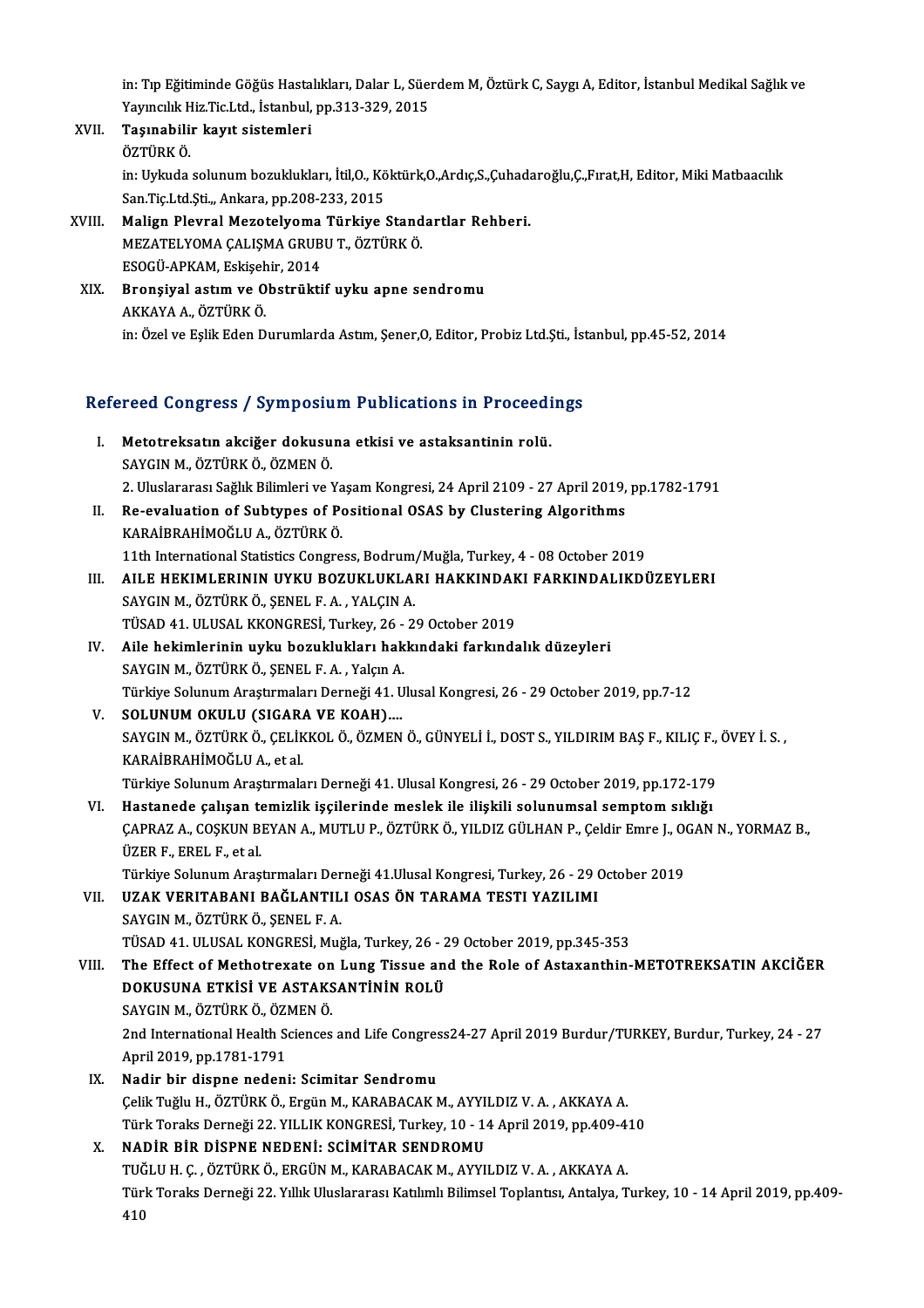in: Tıp Eğitiminde Göğüs Hastalıkları, Dalar L, Süerdem M, Öztürk C, Saygı A, Editor, İstanbul Medikal Sağlık ve Yayıncılık Hiz.Tic.Ltd., İstanbul, pp.313-329, 2015

XVII. **Taşınabilir kayıt sistemleri**
ÖZTÜRK Ö.
in: Uykuda solunum bozuklukları, İtil,O., Köktürk,O.,Ardıç,S.,Çuhadaroğlu,Ç.,Fırat,H, Editor, Miki Matbaacılık San.Tiç.Ltd.Şti.,, Ankara, pp.208-233, 2015

XVIII. **Malign Plevral Mezotelyoma Türkiye Standartlar Rehberi.**
MEZATELYOMA ÇALIŞMA GRUBU T., ÖZTÜRK Ö.
ESOGÜ-APKAM, Eskişehir, 2014

XIX. **Bronşiyal astım ve Obstrüktif uyku apne sendromu**
AKKAYA A., ÖZTÜRK Ö.
in: Özel ve Eşlik Eden Durumlarda Astım, Şener,O, Editor, Probiz Ltd.Şti., İstanbul, pp.45-52, 2014

## Refereed Congress / Symposium Publications in Proceedings

I. **Metotreksatın akciğer dokusuna etkisi ve astaksantinin rolü.**
SAYGIN M., ÖZTÜRK Ö., ÖZMEN Ö.
2. Uluslararası Sağlık Bilimleri ve Yaşam Kongresi, 24 April 2109 - 27 April 2019, pp.1782-1791

II. **Re-evaluation of Subtypes of Positional OSAS by Clustering Algorithms**
KARAİBRAHİMOĞLU A., ÖZTÜRK Ö.
11th International Statistics Congress, Bodrum/Muğla, Turkey, 4 - 08 October 2019

III. **AILE HEKIMLERININ UYKU BOZUKLUKLARI HAKKINDAKI FARKINDALIKDÜZEYLERI**
SAYGIN M., ÖZTÜRK Ö., ŞENEL F. A. , YALÇIN A.
TÜSAD 41. ULUSAL KKONGRESİ, Turkey, 26 - 29 October 2019

IV. **Aile hekimlerinin uyku bozuklukları hakkındaki farkındalık düzeyleri**
SAYGIN M., ÖZTÜRK Ö., ŞENEL F. A. , Yalçın A.
Türkiye Solunum Araştırmaları Derneği 41. Ulusal Kongresi, 26 - 29 October 2019, pp.7-12

V. **SOLUNUM OKULU (SIGARA VE KOAH)....**
SAYGIN M., ÖZTÜRK Ö., ÇELİKKOL Ö., ÖZMEN Ö., GÜNYELİ İ., DOST S., YILDIRIM BAŞ F., KILIÇ F., ÖVEY İ. S. , KARAİBRAHİMOĞLU A., et al.
Türkiye Solunum Araştırmaları Derneği 41. Ulusal Kongresi, 26 - 29 October 2019, pp.172-179

VI. **Hastanede çalışan temizlik işçilerinde meslek ile ilişkili solunumsal semptom sıklığı**
ÇAPRAZ A., COŞKUN BEYAN A., MUTLU P., ÖZTÜRK Ö., YILDIZ GÜLHAN P., Çeldir Emre J., OGAN N., YORMAZ B., ÜZER F., EREL F., et al.
Türkiye Solunum Araştırmaları Derneği 41.Ulusal Kongresi, Turkey, 26 - 29 October 2019

VII. **UZAK VERITABANI BAĞLANTILI OSAS ÖN TARAMA TESTI YAZILIMI**
SAYGIN M., ÖZTÜRK Ö., ŞENEL F. A.
TÜSAD 41. ULUSAL KONGRESİ, Muğla, Turkey, 26 - 29 October 2019, pp.345-353

VIII. **The Effect of Methotrexate on Lung Tissue and the Role of Astaxanthin-METOTREKSATIN AKCİĞER DOKUSUNA ETKİSİ VE ASTAKSANTİNİN ROLÜ**
SAYGIN M., ÖZTÜRK Ö., ÖZMEN Ö.
2nd International Health Sciences and Life Congress24-27 April 2019 Burdur/TURKEY, Burdur, Turkey, 24 - 27 April 2019, pp.1781-1791

IX. **Nadir bir dispne nedeni: Scimitar Sendromu**
Çelik Tuğlu H., ÖZTÜRK Ö., Ergün M., KARABACAK M., AYYILDIZ V. A. , AKKAYA A.
Türk Toraks Derneği 22. YILLIK KONGRESİ, Turkey, 10 - 14 April 2019, pp.409-410

X. **NADİR BİR DİSPNE NEDENİ: SCİMİTAR SENDROMU**
TUĞLU H. Ç. , ÖZTÜRK Ö., ERGÜN M., KARABACAK M., AYYILDIZ V. A. , AKKAYA A.
Türk Toraks Derneği 22. Yıllık Uluslararası Katılımlı Bilimsel Toplantısı, Antalya, Turkey, 10 - 14 April 2019, pp.409-410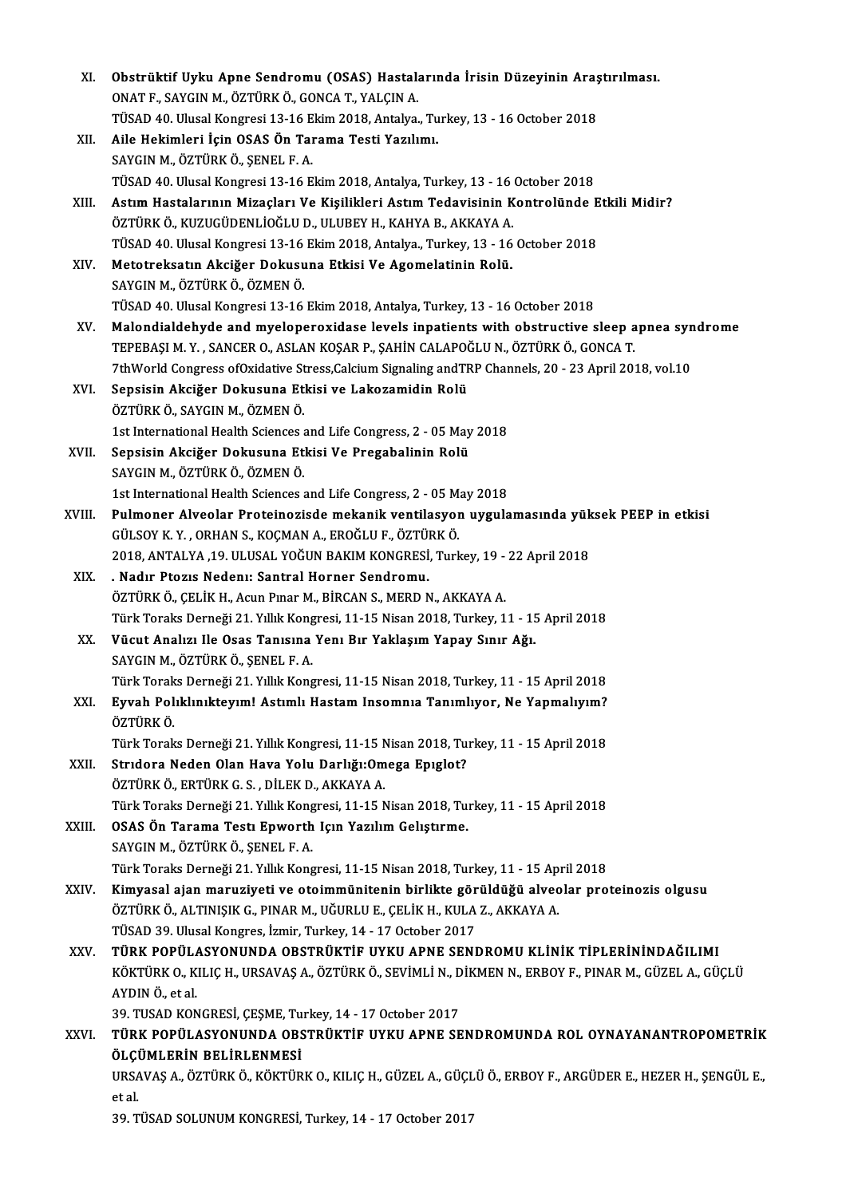XI. **Obstrüktif Uyku Apne Sendromu (OSAS) Hastalarında İrisin Düzeyinin Araştırılması.**
ONAT F., SAYGIN M., ÖZTÜRK Ö., GONCA T., YALÇIN A.
TÜSAD 40. Ulusal Kongresi 13-16 Ekim 2018, Antalya., Turkey, 13 - 16 October 2018

XII. **Aile Hekimleri İçin OSAS Ön Tarama Testi Yazılımı.**
SAYGIN M., ÖZTÜRK Ö., ŞENEL F. A.
TÜSAD 40. Ulusal Kongresi 13-16 Ekim 2018, Antalya, Turkey, 13 - 16 October 2018

XIII. **Astım Hastalarının Mizaçları Ve Kişilikleri Astım Tedavisinin Kontrolünde Etkili Midir?**
ÖZTÜRK Ö., KUZUGÜDENLİOĞLU D., ULUBEY H., KAHYA B., AKKAYA A.
TÜSAD 40. Ulusal Kongresi 13-16 Ekim 2018, Antalya., Turkey, 13 - 16 October 2018

XIV. **Metotreksatın Akciğer Dokusuna Etkisi Ve Agomelatinin Rolü.**
SAYGIN M., ÖZTÜRK Ö., ÖZMEN Ö.
TÜSAD 40. Ulusal Kongresi 13-16 Ekim 2018, Antalya, Turkey, 13 - 16 October 2018

XV. **Malondialdehyde and myeloperoxidase levels inpatients with obstructive sleep apnea syndrome**
TEPEBAŞI M. Y. , SANCER O., ASLAN KOŞAR P., ŞAHİN CALAPOĞLU N., ÖZTÜRK Ö., GONCA T.
7thWorld Congress ofOxidative Stress,Calcium Signaling andTRP Channels, 20 - 23 April 2018, vol.10

XVI. **Sepsisin Akciğer Dokusuna Etkisi ve Lakozamidin Rolü**
ÖZTÜRK Ö., SAYGIN M., ÖZMEN Ö.
1st International Health Sciences and Life Congress, 2 - 05 May 2018

XVII. **Sepsisin Akciğer Dokusuna Etkisi Ve Pregabalinin Rolü**
SAYGIN M., ÖZTÜRK Ö., ÖZMEN Ö.
1st International Health Sciences and Life Congress, 2 - 05 May 2018

XVIII. **Pulmoner Alveolar Proteinozisde mekanik ventilasyon uygulamasında yüksek PEEP in etkisi**
GÜLSOY K. Y. , ORHAN S., KOÇMAN A., EROĞLU F., ÖZTÜRK Ö.
2018, ANTALYA ,19. ULUSAL YOĞUN BAKIM KONGRESİ, Turkey, 19 - 22 April 2018

XIX. **. Nadır Ptozıs Nedenı: Santral Horner Sendromu.**
ÖZTÜRK Ö., ÇELİK H., Acun Pınar M., BİRCAN S., MERD N., AKKAYA A.
Türk Toraks Derneği 21. Yıllık Kongresi, 11-15 Nisan 2018, Turkey, 11 - 15 April 2018

XX. **Vücut Analızı Ile Osas Tanısına Yenı Bır Yaklaşım Yapay Sınır Ağı.**
SAYGIN M., ÖZTÜRK Ö., ŞENEL F. A.
Türk Toraks Derneği 21. Yıllık Kongresi, 11-15 Nisan 2018, Turkey, 11 - 15 April 2018

XXI. **Eyvah Polıklınıkteyım! Astımlı Hastam Insomnıa Tanımlıyor, Ne Yapmalıyım?**
ÖZTÜRK Ö.
Türk Toraks Derneği 21. Yıllık Kongresi, 11-15 Nisan 2018, Turkey, 11 - 15 April 2018

XXII. **Strıdora Neden Olan Hava Yolu Darlığı:Omega Epıglot?**
ÖZTÜRK Ö., ERTÜRK G. S. , DİLEK D., AKKAYA A.
Türk Toraks Derneği 21. Yıllık Kongresi, 11-15 Nisan 2018, Turkey, 11 - 15 April 2018

XXIII. **OSAS Ön Tarama Testı Epworth Içın Yazılım Gelıştırme.**
SAYGIN M., ÖZTÜRK Ö., ŞENEL F. A.
Türk Toraks Derneği 21. Yıllık Kongresi, 11-15 Nisan 2018, Turkey, 11 - 15 April 2018

XXIV. **Kimyasal ajan maruziyeti ve otoimmünitenin birlikte görüldüğü alveolar proteinozis olgusu**
ÖZTÜRK Ö., ALTINIŞIK G., PINAR M., UĞURLU E., ÇELİK H., KULA Z., AKKAYA A.
TÜSAD 39. Ulusal Kongres, İzmir, Turkey, 14 - 17 October 2017

XXV. **TÜRK POPÜLASYONUNDA OBSTRÜKTİF UYKU APNE SENDROMU KLİNİK TİPLERİNİNDAĞILIMI**
KÖKTÜRK O., KILIÇ H., URSAVAŞ A., ÖZTÜRK Ö., SEVİMLİ N., DİKMEN N., ERBOY F., PINAR M., GÜZEL A., GÜÇLÜ AYDIN Ö., et al.
39. TUSAD KONGRESİ, ÇEŞME, Turkey, 14 - 17 October 2017

XXVI. **TÜRK POPÜLASYONUNDA OBSTRÜKTİF UYKU APNE SENDROMUNDA ROL OYNAYANANTROPOMETRİK ÖLÇÜMLERİN BELİRLENMESİ**
URSAVAŞ A., ÖZTÜRK Ö., KÖKTÜRK O., KILIÇ H., GÜZEL A., GÜÇLÜ Ö., ERBOY F., ARGÜDER E., HEZER H., ŞENGÜL E., et al.
39. TÜSAD SOLUNUM KONGRESİ, Turkey, 14 - 17 October 2017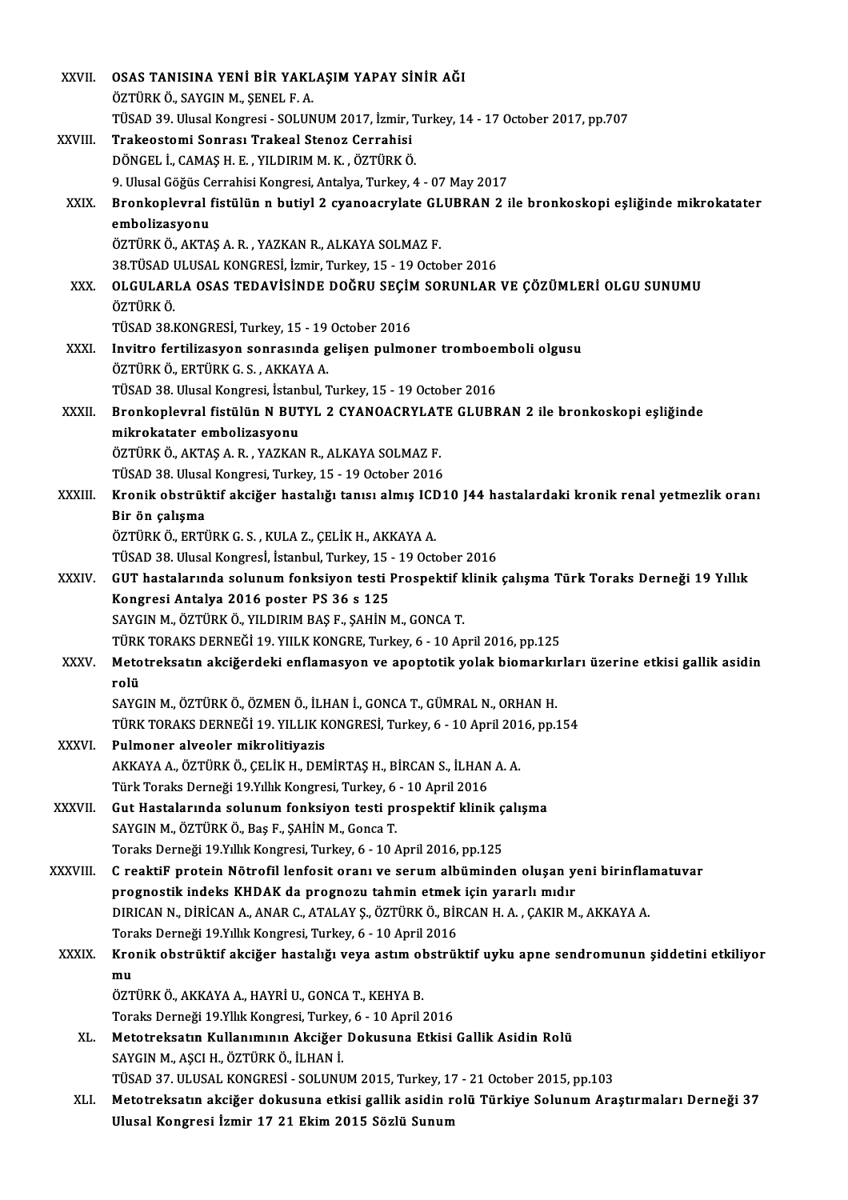XXVII. **OSAS TANISINA YENİ BİR YAKLAŞIM YAPAY SİNİR AĞI**
ÖZTÜRK Ö., SAYGIN M., ŞENEL F. A.
TÜSAD 39. Ulusal Kongresi - SOLUNUM 2017, İzmir, Turkey, 14 - 17 October 2017, pp.707

XXVIII. **Trakeostomi Sonrası Trakeal Stenoz Cerrahisi**
DÖNGEL İ., CAMAŞ H. E. , YILDIRIM M. K. , ÖZTÜRK Ö.
9. Ulusal Göğüs Cerrahisi Kongresi, Antalya, Turkey, 4 - 07 May 2017

XXIX. **Bronkoplevral fistülün n butiyl 2 cyanoacrylate GLUBRAN 2 ile bronkoskopi eşliğinde mikrokatater embolizasyonu**
ÖZTÜRK Ö., AKTAŞ A. R. , YAZKAN R., ALKAYA SOLMAZ F.
38.TÜSAD ULUSAL KONGRESİ, İzmir, Turkey, 15 - 19 October 2016

XXX. **OLGULARLA OSAS TEDAVİSİNDE DOĞRU SEÇİM SORUNLAR VE ÇÖZÜMLERİ OLGU SUNUMU**
ÖZTÜRK Ö.
TÜSAD 38.KONGRESİ, Turkey, 15 - 19 October 2016

XXXI. **Invitro fertilizasyon sonrasında gelişen pulmoner tromboemboli olgusu**
ÖZTÜRK Ö., ERTÜRK G. S. , AKKAYA A.
TÜSAD 38. Ulusal Kongresi, İstanbul, Turkey, 15 - 19 October 2016

XXXII. **Bronkoplevral fistülün N BUTYL 2 CYANOACRYLATE GLUBRAN 2 ile bronkoskopi eşliğinde mikrokatater embolizasyonu**
ÖZTÜRK Ö., AKTAŞ A. R. , YAZKAN R., ALKAYA SOLMAZ F.
TÜSAD 38. Ulusal Kongresi, Turkey, 15 - 19 October 2016

XXXIII. **Kronik obstrüktif akciğer hastalığı tanısı almış ICD10 J44 hastalardaki kronik renal yetmezlik oranı Bir ön çalışma**
ÖZTÜRK Ö., ERTÜRK G. S. , KULA Z., ÇELİK H., AKKAYA A.
TÜSAD 38. Ulusal Kongresİ, İstanbul, Turkey, 15 - 19 October 2016

XXXIV. **GUT hastalarında solunum fonksiyon testi Prospektif klinik çalışma Türk Toraks Derneği 19 Yıllık Kongresi Antalya 2016 poster PS 36 s 125**
SAYGIN M., ÖZTÜRK Ö., YILDIRIM BAŞ F., ŞAHİN M., GONCA T.
TÜRK TORAKS DERNEĞİ 19. YIILK KONGRE, Turkey, 6 - 10 April 2016, pp.125

XXXV. **Metotreksatın akciğerdeki enflamasyon ve apoptotik yolak biomarkırları üzerine etkisi gallik asidin rolü**
SAYGIN M., ÖZTÜRK Ö., ÖZMEN Ö., İLHAN İ., GONCA T., GÜMRAL N., ORHAN H.
TÜRK TORAKS DERNEĞİ 19. YILLIK KONGRESİ, Turkey, 6 - 10 April 2016, pp.154

XXXVI. **Pulmoner alveoler mikrolitiyazis**
AKKAYA A., ÖZTÜRK Ö., ÇELİK H., DEMİRTAŞ H., BİRCAN S., İLHAN A. A.
Türk Toraks Derneği 19.Yıllık Kongresi, Turkey, 6 - 10 April 2016

XXXVII. **Gut Hastalarında solunum fonksiyon testi prospektif klinik çalışma**
SAYGIN M., ÖZTÜRK Ö., Baş F., ŞAHİN M., Gonca T.
Toraks Derneği 19.Yıllık Kongresi, Turkey, 6 - 10 April 2016, pp.125

XXXVIII. **C reaktiF protein Nötrofil lenfosit oranı ve serum albüminden oluşan yeni birinflamatuvar prognostik indeks KHDAK da prognozu tahmin etmek için yararlı mıdır**
DIRICAN N., DİRİCAN A., ANAR C., ATALAY Ş., ÖZTÜRK Ö., BİRCAN H. A. , ÇAKIR M., AKKAYA A.
Toraks Derneği 19.Yıllık Kongresi, Turkey, 6 - 10 April 2016

XXXIX. **Kronik obstrüktif akciğer hastalığı veya astım obstrüktif uyku apne sendromunun şiddetini etkiliyor mu**
ÖZTÜRK Ö., AKKAYA A., HAYRİ U., GONCA T., KEHYA B.
Toraks Derneği 19.Yllık Kongresi, Turkey, 6 - 10 April 2016

XL. **Metotreksatın Kullanımının Akciğer Dokusuna Etkisi Gallik Asidin Rolü**
SAYGIN M., AŞCI H., ÖZTÜRK Ö., İLHAN İ.
TÜSAD 37. ULUSAL KONGRESİ - SOLUNUM 2015, Turkey, 17 - 21 October 2015, pp.103

XLI. **Metotreksatın akciğer dokusuna etkisi gallik asidin rolü Türkiye Solunum Araştırmaları Derneği 37 Ulusal Kongresi İzmir 17 21 Ekim 2015 Sözlü Sunum**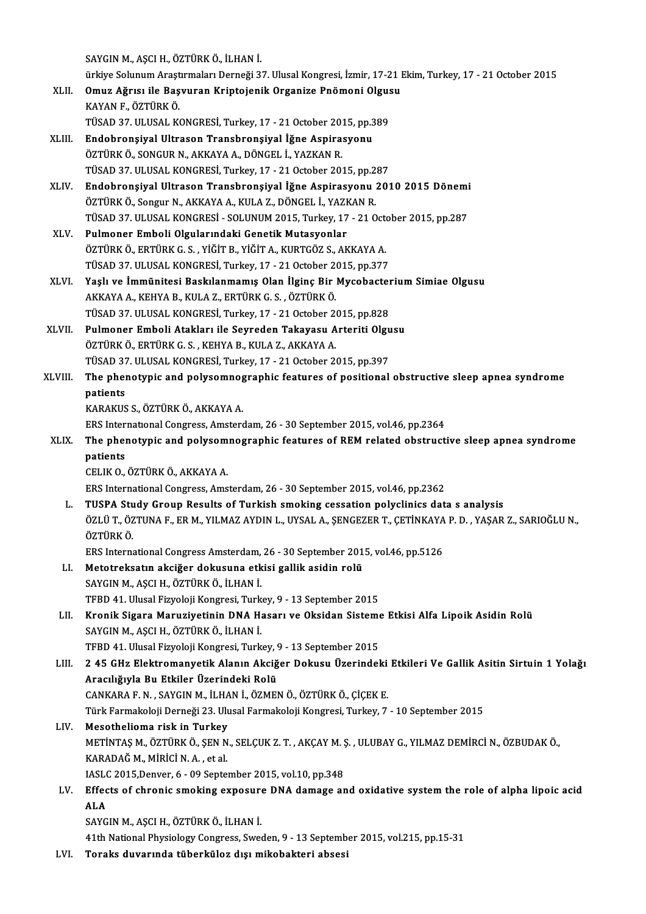SAYGIN M., AŞCI H., ÖZTÜRK Ö., İLHAN İ.
ürkiye Solunum Araştırmaları Derneği 37. Ulusal Kongresi, İzmir, 17-21 Ekim, Turkey, 17 - 21 October 2015

XLII. **Omuz Ağrısı ile Başvuran Kriptojenik Organize Pnömoni Olgusu**
KAYAN F., ÖZTÜRK Ö.
TÜSAD 37. ULUSAL KONGRESİ, Turkey, 17 - 21 October 2015, pp.389

XLIII. **Endobronşiyal Ultrason Transbronşiyal İğne Aspirasyonu**
ÖZTÜRK Ö., SONGUR N., AKKAYA A., DÖNGEL İ., YAZKAN R.
TÜSAD 37. ULUSAL KONGRESİ, Turkey, 17 - 21 October 2015, pp.287

XLIV. **Endobronşiyal Ultrason Transbronşiyal İğne Aspirasyonu 2010 2015 Dönemi**
ÖZTÜRK Ö., Songur N., AKKAYA A., KULA Z., DÖNGEL İ., YAZKAN R.
TÜSAD 37. ULUSAL KONGRESİ - SOLUNUM 2015, Turkey, 17 - 21 October 2015, pp.287

XLV. **Pulmoner Emboli Olgularındaki Genetik Mutasyonlar**
ÖZTÜRK Ö., ERTÜRK G. S. , YİĞİT B., YİĞİT A., KURTGÖZ S., AKKAYA A.
TÜSAD 37. ULUSAL KONGRESİ, Turkey, 17 - 21 October 2015, pp.377

XLVI. **Yaşlı ve İmmünitesi Baskılanmamış Olan İlginç Bir Mycobacterium Simiae Olgusu**
AKKAYA A., KEHYA B., KULA Z., ERTÜRK G. S. , ÖZTÜRK Ö.
TÜSAD 37. ULUSAL KONGRESİ, Turkey, 17 - 21 October 2015, pp.828

XLVII. **Pulmoner Emboli Atakları ile Seyreden Takayasu Arteriti Olgusu**
ÖZTÜRK Ö., ERTÜRK G. S. , KEHYA B., KULA Z., AKKAYA A.
TÜSAD 37. ULUSAL KONGRESİ, Turkey, 17 - 21 October 2015, pp.397

XLVIII. **The phenotypic and polysomnographic features of positional obstructive sleep apnea syndrome patients**
KARAKUS S., ÖZTÜRK Ö., AKKAYA A.
ERS International Congress, Amsterdam, 26 - 30 September 2015, vol.46, pp.2364

XLIX. **The phenotypic and polysomnographic features of REM related obstructive sleep apnea syndrome patients**
CELIK O., ÖZTÜRK Ö., AKKAYA A.
ERS International Congress, Amsterdam, 26 - 30 September 2015, vol.46, pp.2362

L. **TUSPA Study Group Results of Turkish smoking cessation polyclinics data s analysis**
ÖZLÜ T., ÖZTUNA F., ER M., YILMAZ AYDIN L., UYSAL A., ŞENGEZER T., ÇETİNKAYA P. D. , YAŞAR Z., SARIOĞLU N., ÖZTÜRK Ö.
ERS International Congress Amsterdam, 26 - 30 September 2015, vol.46, pp.5126

LI. **Metotreksatın akciğer dokusuna etkisi gallik asidin rolü**
SAYGIN M., AŞCI H., ÖZTÜRK Ö., İLHAN İ.
TFBD 41. Ulusal Fizyoloji Kongresi, Turkey, 9 - 13 September 2015

LII. **Kronik Sigara Maruziyetinin DNA Hasarı ve Oksidan Sisteme Etkisi Alfa Lipoik Asidin Rolü**
SAYGIN M., AŞCI H., ÖZTÜRK Ö., İLHAN İ.
TFBD 41. Ulusal Fizyoloji Kongresi, Turkey, 9 - 13 September 2015

LIII. **2 45 GHz Elektromanyetik Alanın Akciğer Dokusu Üzerindeki Etkileri Ve Gallik Asitin Sirtuin 1 Yolağı Aracılığıyla Bu Etkiler Üzerindeki Rolü**
CANKARA F. N. , SAYGIN M., İLHAN İ., ÖZMEN Ö., ÖZTÜRK Ö., ÇİÇEK E.
Türk Farmakoloji Derneği 23. Ulusal Farmakoloji Kongresi, Turkey, 7 - 10 September 2015

LIV. **Mesothelioma risk in Turkey**
METİNTAŞ M., ÖZTÜRK Ö., ŞEN N., SELÇUK Z. T. , AKÇAY M. Ş. , ULUBAY G., YILMAZ DEMİRCİ N., ÖZBUDAK Ö., KARADAĞ M., MİRİCİ N. A. , et al.
IASLC 2015,Denver, 6 - 09 September 2015, vol.10, pp.348

LV. **Effects of chronic smoking exposure DNA damage and oxidative system the role of alpha lipoic acid ALA**
SAYGIN M., AŞCI H., ÖZTÜRK Ö., İLHAN İ.
41th National Physiology Congress, Sweden, 9 - 13 September 2015, vol.215, pp.15-31

LVI. **Toraks duvarında tüberküloz dışı mikobakteri absesi**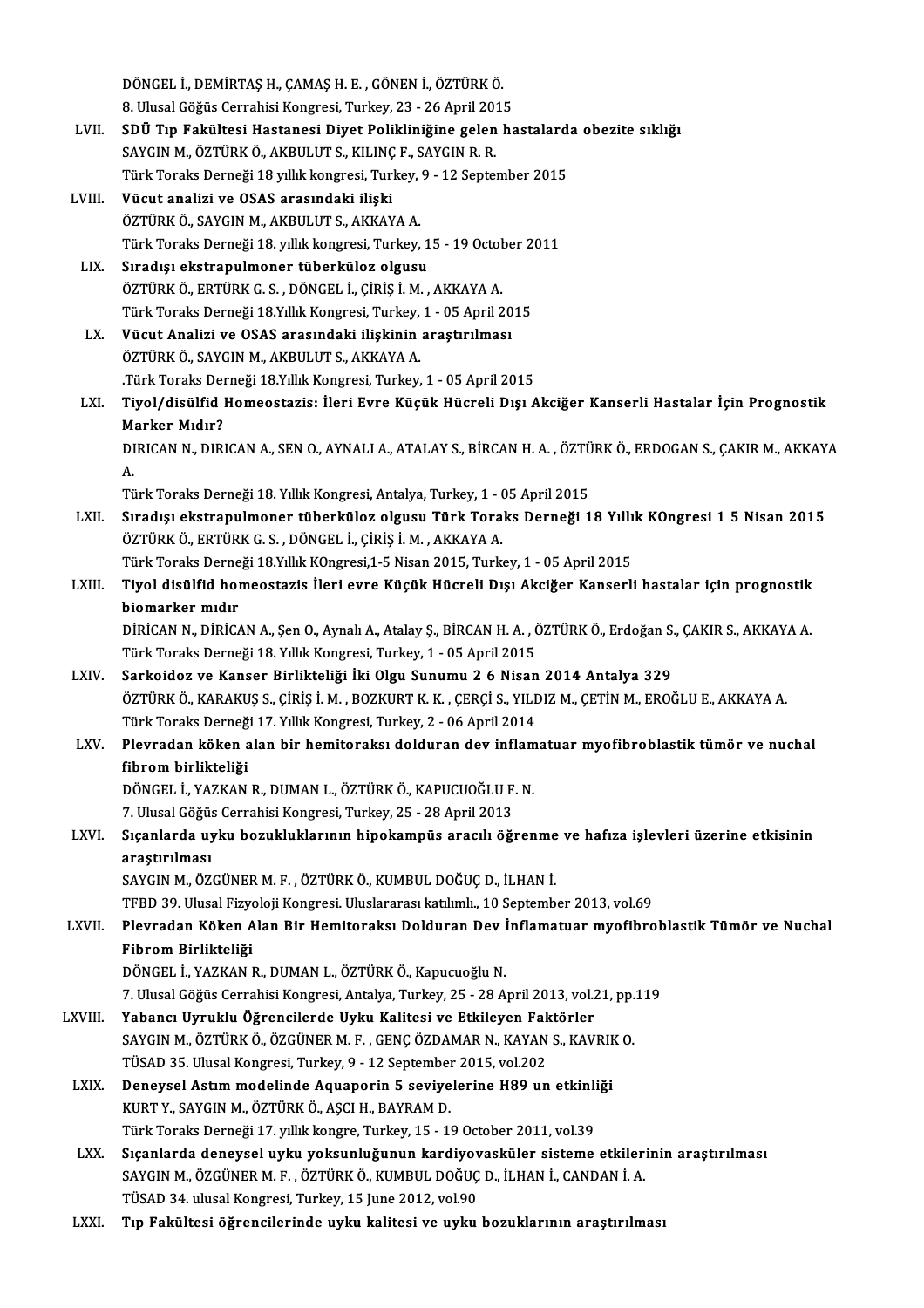DÖNGEL İ., DEMİRTAŞ H., ÇAMAŞ H. E. , GÖNEN İ., ÖZTÜRK Ö.
8. Ulusal Göğüs Cerrahisi Kongresi, Turkey, 23 - 26 April 2015

LVII. **SDÜ Tıp Fakültesi Hastanesi Diyet Polikliniğine gelen hastalarda obezite sıklığı**
SAYGIN M., ÖZTÜRK Ö., AKBULUT S., KILINÇ F., SAYGIN R. R.
Türk Toraks Derneği 18 yıllık kongresi, Turkey, 9 - 12 September 2015

LVIII. **Vücut analizi ve OSAS arasındaki ilişki**
ÖZTÜRK Ö., SAYGIN M., AKBULUT S., AKKAYA A.
Türk Toraks Derneği 18. yıllık kongresi, Turkey, 15 - 19 October 2011

LIX. **Sıradışı ekstrapulmoner tüberküloz olgusu**
ÖZTÜRK Ö., ERTÜRK G. S. , DÖNGEL İ., ÇİRİŞ İ. M. , AKKAYA A.
Türk Toraks Derneği 18.Yıllık Kongresi, Turkey, 1 - 05 April 2015

LX. **Vücut Analizi ve OSAS arasındaki ilişkinin araştırılması**
ÖZTÜRK Ö., SAYGIN M., AKBULUT S., AKKAYA A.
.Türk Toraks Derneği 18.Yıllık Kongresi, Turkey, 1 - 05 April 2015

LXI. **Tiyol/disülfid Homeostazis: İleri Evre Küçük Hücreli Dışı Akciğer Kanserli Hastalar İçin Prognostik Marker Mıdır?**
DIRICAN N., DIRICAN A., SEN O., AYNALI A., ATALAY S., BİRCAN H. A. , ÖZTÜRK Ö., ERDOGAN S., ÇAKIR M., AKKAYA A.
Türk Toraks Derneği 18. Yıllık Kongresi, Antalya, Turkey, 1 - 05 April 2015

LXII. **Sıradışı ekstrapulmoner tüberküloz olgusu Türk Toraks Derneği 18 Yıllık KOngresi 1 5 Nisan 2015**
ÖZTÜRK Ö., ERTÜRK G. S. , DÖNGEL İ., ÇİRİŞ İ. M. , AKKAYA A.
Türk Toraks Derneği 18.Yıllık KOngresi,1-5 Nisan 2015, Turkey, 1 - 05 April 2015

LXIII. **Tiyol disülfid homeostazis İleri evre Küçük Hücreli Dışı Akciğer Kanserli hastalar için prognostik biomarker mıdır**
DİRİCAN N., DİRİCAN A., Şen O., Aynalı A., Atalay Ş., BİRCAN H. A. , ÖZTÜRK Ö., Erdoğan S., ÇAKIR S., AKKAYA A.
Türk Toraks Derneği 18. Yıllık Kongresi, Turkey, 1 - 05 April 2015

LXIV. **Sarkoidoz ve Kanser Birlikteliği İki Olgu Sunumu 2 6 Nisan 2014 Antalya 329**
ÖZTÜRK Ö., KARAKUŞ S., ÇİRİŞ İ. M. , BOZKURT K. K. , ÇERÇİ S., YILDIZ M., ÇETİN M., EROĞLU E., AKKAYA A.
Türk Toraks Derneği 17. Yıllık Kongresi, Turkey, 2 - 06 April 2014

LXV. **Plevradan köken alan bir hemitoraksı dolduran dev inflamatuar myofibroblastik tümör ve nuchal fibrom birlikteliği**
DÖNGEL İ., YAZKAN R., DUMAN L., ÖZTÜRK Ö., KAPUCUOĞLU F. N.
7. Ulusal Göğüs Cerrahisi Kongresi, Turkey, 25 - 28 April 2013

LXVI. **Sıçanlarda uyku bozukluklarının hipokampüs aracılı öğrenme ve hafıza işlevleri üzerine etkisinin araştırılması**
SAYGIN M., ÖZGÜNER M. F. , ÖZTÜRK Ö., KUMBUL DOĞUÇ D., İLHAN İ.
TFBD 39. Ulusal Fizyoloji Kongresi. Uluslararası katılımlı., 10 September 2013, vol.69

LXVII. **Plevradan Köken Alan Bir Hemitoraksı Dolduran Dev İnflamatuar myofibroblastik Tümör ve Nuchal Fibrom Birlikteliği**
DÖNGEL İ., YAZKAN R., DUMAN L., ÖZTÜRK Ö., Kapucuoğlu N.
7. Ulusal Göğüs Cerrahisi Kongresi, Antalya, Turkey, 25 - 28 April 2013, vol.21, pp.119

LXVIII. **Yabancı Uyruklu Öğrencilerde Uyku Kalitesi ve Etkileyen Faktörler**
SAYGIN M., ÖZTÜRK Ö., ÖZGÜNER M. F. , GENÇ ÖZDAMAR N., KAYAN S., KAVRIK O.
TÜSAD 35. Ulusal Kongresi, Turkey, 9 - 12 September 2015, vol.202

LXIX. **Deneysel Astım modelinde Aquaporin 5 seviyelerine H89 un etkinliği**
KURT Y., SAYGIN M., ÖZTÜRK Ö., AŞCI H., BAYRAM D.
Türk Toraks Derneği 17. yıllık kongre, Turkey, 15 - 19 October 2011, vol.39

LXX. **Sıçanlarda deneysel uyku yoksunluğunun kardiyovasküler sisteme etkilerinin araştırılması**
SAYGIN M., ÖZGÜNER M. F. , ÖZTÜRK Ö., KUMBUL DOĞUÇ D., İLHAN İ., CANDAN İ. A.
TÜSAD 34. ulusal Kongresi, Turkey, 15 June 2012, vol.90

LXXI. **Tıp Fakültesi öğrencilerinde uyku kalitesi ve uyku bozuklarının araştırılması**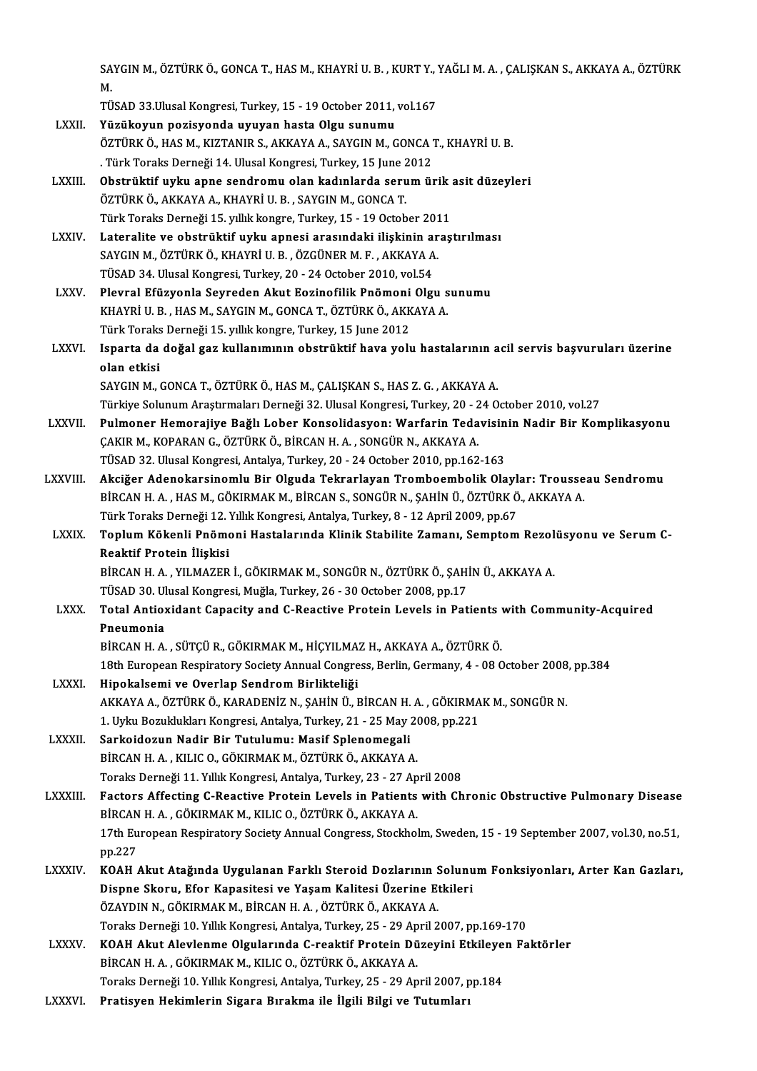SAYGIN M., ÖZTÜRK Ö., GONCA T., HAS M., KHAYRİ U. B. , KURT Y., YAĞLI M. A. , ÇALIŞKAN S., AKKAYA A., ÖZTÜRK M.
TÜSAD 33.Ulusal Kongresi, Turkey, 15 - 19 October 2011, vol.167

LXXII. **Yüzükoyun pozisyonda uyuyan hasta Olgu sunumu**
ÖZTÜRK Ö., HAS M., KIZTANIR S., AKKAYA A., SAYGIN M., GONCA T., KHAYRİ U. B.
. Türk Toraks Derneği 14. Ulusal Kongresi, Turkey, 15 June 2012

LXXIII. **Obstrüktif uyku apne sendromu olan kadınlarda serum ürik asit düzeyleri**
ÖZTÜRK Ö., AKKAYA A., KHAYRİ U. B. , SAYGIN M., GONCA T.
Türk Toraks Derneği 15. yıllık kongre, Turkey, 15 - 19 October 2011

LXXIV. **Lateralite ve obstrüktif uyku apnesi arasındaki ilişkinin araştırılması**
SAYGIN M., ÖZTÜRK Ö., KHAYRİ U. B. , ÖZGÜNER M. F. , AKKAYA A.
TÜSAD 34. Ulusal Kongresi, Turkey, 20 - 24 October 2010, vol.54

LXXV. **Plevral Efüzyonla Seyreden Akut Eozinofilik Pnömoni Olgu sunumu**
KHAYRİ U. B. , HAS M., SAYGIN M., GONCA T., ÖZTÜRK Ö., AKKAYA A.
Türk Toraks Derneği 15. yıllık kongre, Turkey, 15 June 2012

LXXVI. **Isparta da doğal gaz kullanımının obstrüktif hava yolu hastalarının acil servis başvuruları üzerine olan etkisi**
SAYGIN M., GONCA T., ÖZTÜRK Ö., HAS M., ÇALIŞKAN S., HAS Z. G. , AKKAYA A.
Türkiye Solunum Araştırmaları Derneği 32. Ulusal Kongresi, Turkey, 20 - 24 October 2010, vol.27

LXXVII. **Pulmoner Hemorajiye Bağlı Lober Konsolidasyon: Warfarin Tedavisinin Nadir Bir Komplikasyonu**
ÇAKIR M., KOPARAN G., ÖZTÜRK Ö., BİRCAN H. A. , SONGÜR N., AKKAYA A.
TÜSAD 32. Ulusal Kongresi, Antalya, Turkey, 20 - 24 October 2010, pp.162-163

LXXVIII. **Akciğer Adenokarsinomlu Bir Olguda Tekrarlayan Tromboembolik Olaylar: Trousseau Sendromu**
BİRCAN H. A. , HAS M., GÖKIRMAK M., BİRCAN S., SONGÜR N., ŞAHİN Ü., ÖZTÜRK Ö., AKKAYA A.
Türk Toraks Derneği 12. Yıllık Kongresi, Antalya, Turkey, 8 - 12 April 2009, pp.67

LXXIX. **Toplum Kökenli Pnömoni Hastalarında Klinik Stabilite Zamanı, Semptom Rezolüsyonu ve Serum C-Reaktif Protein İlişkisi**
BİRCAN H. A. , YILMAZER İ., GÖKIRMAK M., SONGÜR N., ÖZTÜRK Ö., ŞAHİN Ü., AKKAYA A.
TÜSAD 30. Ulusal Kongresi, Muğla, Turkey, 26 - 30 October 2008, pp.17

LXXX. **Total Antioxidant Capacity and C-Reactive Protein Levels in Patients with Community-Acquired Pneumonia**
BİRCAN H. A. , SÜTÇÜ R., GÖKIRMAK M., HİÇYILMAZ H., AKKAYA A., ÖZTÜRK Ö.
18th European Respiratory Society Annual Congress, Berlin, Germany, 4 - 08 October 2008, pp.384

LXXXI. **Hipokalsemi ve Overlap Sendrom Birlikteliği**
AKKAYA A., ÖZTÜRK Ö., KARADENİZ N., ŞAHİN Ü., BİRCAN H. A. , GÖKIRMAK M., SONGÜR N.
1. Uyku Bozuklukları Kongresi, Antalya, Turkey, 21 - 25 May 2008, pp.221

LXXXII. **Sarkoidozun Nadir Bir Tutulumu: Masif Splenomegali**
BİRCAN H. A. , KILIC O., GÖKIRMAK M., ÖZTÜRK Ö., AKKAYA A.
Toraks Derneği 11. Yıllık Kongresi, Antalya, Turkey, 23 - 27 April 2008

LXXXIII. **Factors Affecting C-Reactive Protein Levels in Patients with Chronic Obstructive Pulmonary Disease**
BİRCAN H. A. , GÖKIRMAK M., KILIC O., ÖZTÜRK Ö., AKKAYA A.
17th European Respiratory Society Annual Congress, Stockholm, Sweden, 15 - 19 September 2007, vol.30, no.51, pp.227

LXXXIV. **KOAH Akut Atağında Uygulanan Farklı Steroid Dozlarının Solunum Fonksiyonları, Arter Kan Gazları, Dispne Skoru, Efor Kapasitesi ve Yaşam Kalitesi Üzerine Etkileri**
ÖZAYDIN N., GÖKIRMAK M., BİRCAN H. A. , ÖZTÜRK Ö., AKKAYA A.
Toraks Derneği 10. Yıllık Kongresi, Antalya, Turkey, 25 - 29 April 2007, pp.169-170

LXXXV. **KOAH Akut Alevlenme Olgularında C-reaktif Protein Düzeyini Etkileyen Faktörler**
BİRCAN H. A. , GÖKIRMAK M., KILIC O., ÖZTÜRK Ö., AKKAYA A.
Toraks Derneği 10. Yıllık Kongresi, Antalya, Turkey, 25 - 29 April 2007, pp.184

LXXXVI. **Pratisyen Hekimlerin Sigara Bırakma ile İlgili Bilgi ve Tutumları**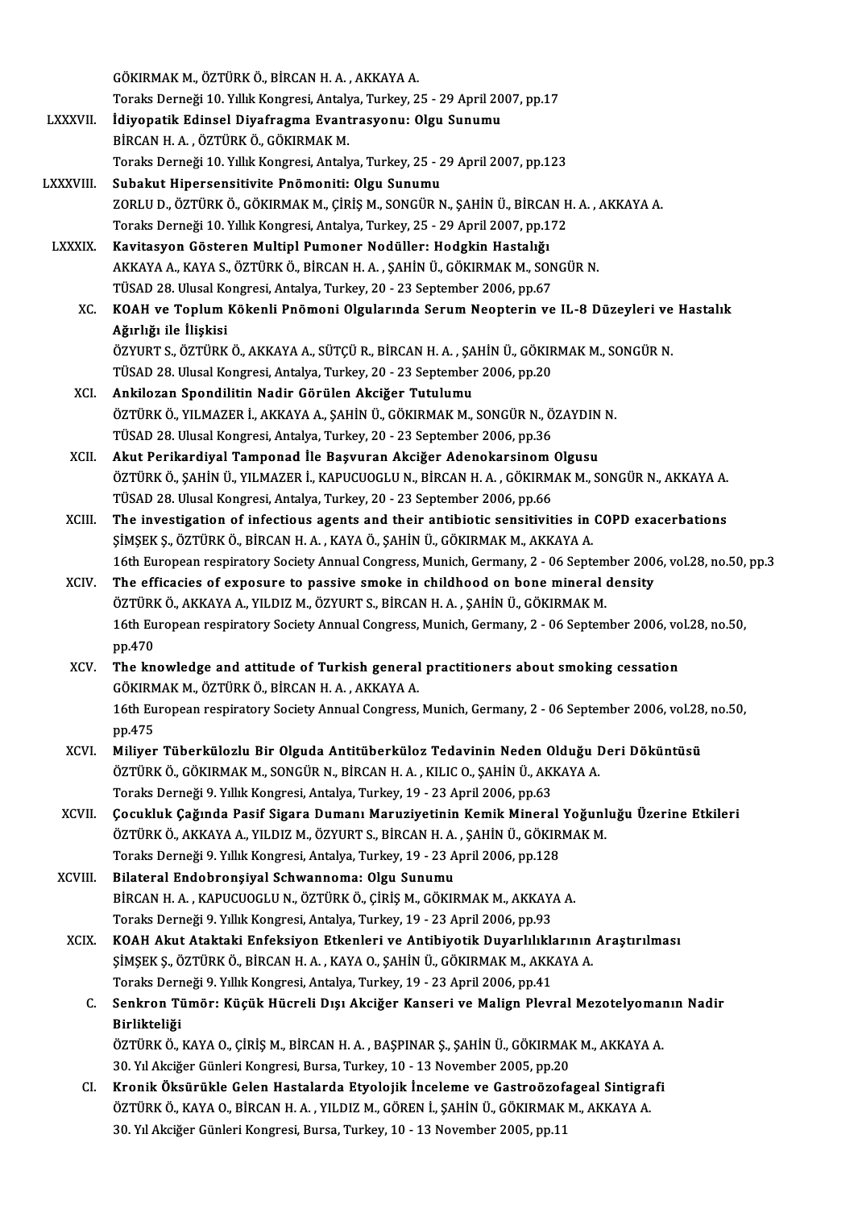GÖKIRMAK M., ÖZTÜRK Ö., BİRCAN H. A. , AKKAYA A.
Toraks Derneği 10. Yıllık Kongresi, Antalya, Turkey, 25 - 29 April 2007, pp.17

LXXXVII. **İdiyopatik Edinsel Diyafragma Evantrasyonu: Olgu Sunumu**
BİRCAN H. A. , ÖZTÜRK Ö., GÖKIRMAK M.
Toraks Derneği 10. Yıllık Kongresi, Antalya, Turkey, 25 - 29 April 2007, pp.123

LXXXVIII. **Subakut Hipersensitivite Pnömoniti: Olgu Sunumu**
ZORLU D., ÖZTÜRK Ö., GÖKIRMAK M., ÇİRİŞ M., SONGÜR N., ŞAHİN Ü., BİRCAN H. A. , AKKAYA A.
Toraks Derneği 10. Yıllık Kongresi, Antalya, Turkey, 25 - 29 April 2007, pp.172

LXXXIX. **Kavitasyon Gösteren Multipl Pumoner Nodüller: Hodgkin Hastalığı**
AKKAYA A., KAYA S., ÖZTÜRK Ö., BİRCAN H. A. , ŞAHİN Ü., GÖKIRMAK M., SONGÜR N.
TÜSAD 28. Ulusal Kongresi, Antalya, Turkey, 20 - 23 September 2006, pp.67

XC. **KOAH ve Toplum Kökenli Pnömoni Olgularında Serum Neopterin ve IL-8 Düzeyleri ve Hastalık Ağırlığı ile İlişkisi**
ÖZYURT S., ÖZTÜRK Ö., AKKAYA A., SÜTÇÜ R., BİRCAN H. A. , ŞAHİN Ü., GÖKIRMAK M., SONGÜR N.
TÜSAD 28. Ulusal Kongresi, Antalya, Turkey, 20 - 23 September 2006, pp.20

XCI. **Ankilozan Spondilitin Nadir Görülen Akciğer Tutulumu**
ÖZTÜRK Ö., YILMAZER İ., AKKAYA A., ŞAHİN Ü., GÖKIRMAK M., SONGÜR N., ÖZAYDIN N.
TÜSAD 28. Ulusal Kongresi, Antalya, Turkey, 20 - 23 September 2006, pp.36

XCII. **Akut Perikardiyal Tamponad İle Başvuran Akciğer Adenokarsinom Olgusu**
ÖZTÜRK Ö., ŞAHİN Ü., YILMAZER İ., KAPUCUOGLU N., BİRCAN H. A. , GÖKIRMAK M., SONGÜR N., AKKAYA A.
TÜSAD 28. Ulusal Kongresi, Antalya, Turkey, 20 - 23 September 2006, pp.66

XCIII. **The investigation of infectious agents and their antibiotic sensitivities in COPD exacerbations**
ŞİMŞEK Ş., ÖZTÜRK Ö., BİRCAN H. A. , KAYA Ö., ŞAHİN Ü., GÖKIRMAK M., AKKAYA A.
16th European respiratory Society Annual Congress, Munich, Germany, 2 - 06 September 2006, vol.28, no.50, pp.3

XCIV. **The efficacies of exposure to passive smoke in childhood on bone mineral density**
ÖZTÜRK Ö., AKKAYA A., YILDIZ M., ÖZYURT S., BİRCAN H. A. , ŞAHİN Ü., GÖKIRMAK M.
16th European respiratory Society Annual Congress, Munich, Germany, 2 - 06 September 2006, vol.28, no.50, pp.470

XCV. **The knowledge and attitude of Turkish general practitioners about smoking cessation**
GÖKIRMAK M., ÖZTÜRK Ö., BİRCAN H. A. , AKKAYA A.
16th European respiratory Society Annual Congress, Munich, Germany, 2 - 06 September 2006, vol.28, no.50, pp.475

XCVI. **Miliyer Tüberkülozlu Bir Olguda Antitüberküloz Tedavinin Neden Olduğu Deri Döküntüsü**
ÖZTÜRK Ö., GÖKIRMAK M., SONGÜR N., BİRCAN H. A. , KILIC O., ŞAHİN Ü., AKKAYA A.
Toraks Derneği 9. Yıllık Kongresi, Antalya, Turkey, 19 - 23 April 2006, pp.63

XCVII. **Çocukluk Çağında Pasif Sigara Dumanı Maruziyetinin Kemik Mineral Yoğunluğu Üzerine Etkileri**
ÖZTÜRK Ö., AKKAYA A., YILDIZ M., ÖZYURT S., BİRCAN H. A. , ŞAHİN Ü., GÖKIRMAK M.
Toraks Derneği 9. Yıllık Kongresi, Antalya, Turkey, 19 - 23 April 2006, pp.128

XCVIII. **Bilateral Endobronşiyal Schwannoma: Olgu Sunumu**
BİRCAN H. A. , KAPUCUOGLU N., ÖZTÜRK Ö., ÇİRİŞ M., GÖKIRMAK M., AKKAYA A.
Toraks Derneği 9. Yıllık Kongresi, Antalya, Turkey, 19 - 23 April 2006, pp.93

XCIX. **KOAH Akut Ataktaki Enfeksiyon Etkenleri ve Antibiyotik Duyarlılıklarının Araştırılması**
ŞİMŞEK Ş., ÖZTÜRK Ö., BİRCAN H. A. , KAYA O., ŞAHİN Ü., GÖKIRMAK M., AKKAYA A.
Toraks Derneği 9. Yıllık Kongresi, Antalya, Turkey, 19 - 23 April 2006, pp.41

C. **Senkron Tümör: Küçük Hücreli Dışı Akciğer Kanseri ve Malign Plevral Mezotelyomanın Nadir Birlikteliği**
ÖZTÜRK Ö., KAYA O., ÇİRİŞ M., BİRCAN H. A. , BAŞPINAR Ş., ŞAHİN Ü., GÖKIRMAK M., AKKAYA A.
30. Yıl Akciğer Günleri Kongresi, Bursa, Turkey, 10 - 13 November 2005, pp.20

CI. **Kronik Öksürükle Gelen Hastalarda Etyolojik İnceleme ve Gastroözofageal Sintigrafi**
ÖZTÜRK Ö., KAYA O., BİRCAN H. A. , YILDIZ M., GÖREN İ., ŞAHİN Ü., GÖKIRMAK M., AKKAYA A.
30. Yıl Akciğer Günleri Kongresi, Bursa, Turkey, 10 - 13 November 2005, pp.11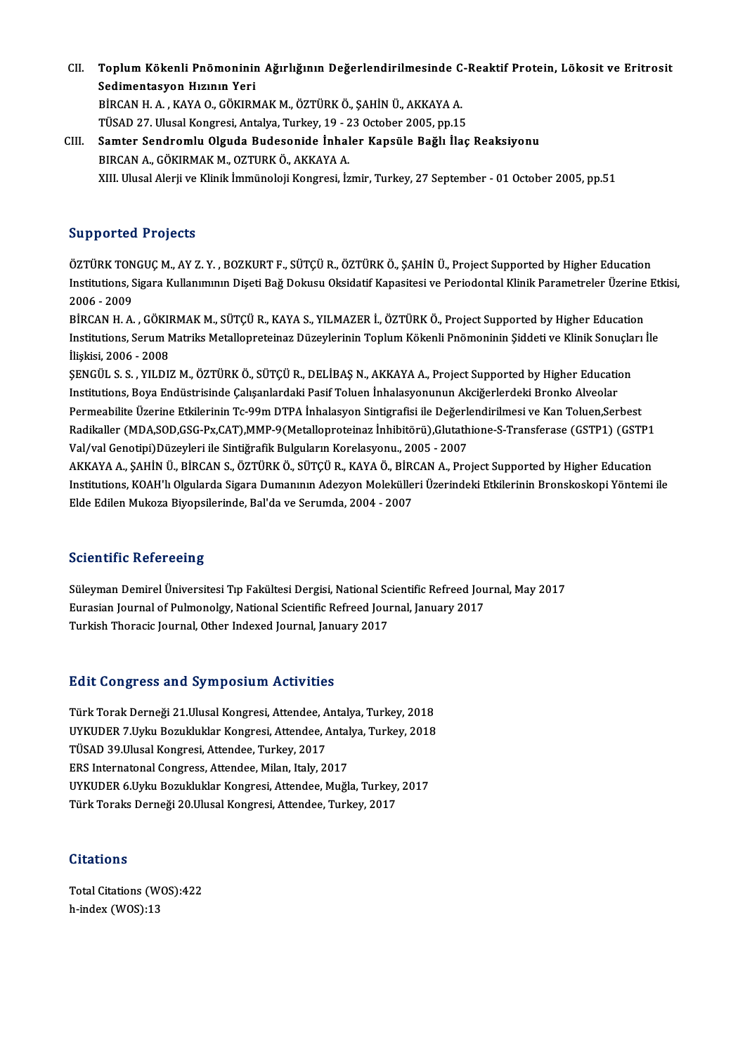CII. **Toplum Kökenli Pnömoninin Ağırlığının Değerlendirilmesinde C-Reaktif Protein, Lökosit ve Eritrosit Sedimentasyon Hızının Yeri**
BİRCAN H. A. , KAYA O., GÖKIRMAK M., ÖZTÜRK Ö., ŞAHİN Ü., AKKAYA A.
TÜSAD 27. Ulusal Kongresi, Antalya, Turkey, 19 - 23 October 2005, pp.15

CIII. **Samter Sendromlu Olguda Budesonide İnhaler Kapsüle Bağlı İlaç Reaksiyonu**
BIRCAN A., GÖKIRMAK M., OZTURK Ö., AKKAYA A.
XIII. Ulusal Alerji ve Klinik İmmünoloji Kongresi, İzmir, Turkey, 27 September - 01 October 2005, pp.51

## Supported Projects

ÖZTÜRK TONGUÇ M., AY Z. Y. , BOZKURT F., SÜTÇÜ R., ÖZTÜRK Ö., ŞAHİN Ü., Project Supported by Higher Education Institutions, Sigara Kullanımının Dişeti Bağ Dokusu Oksidatif Kapasitesi ve Periodontal Klinik Parametreler Üzerine Etkisi, 2006 - 2009

BİRCAN H. A. , GÖKIRMAK M., SÜTÇÜ R., KAYA S., YILMAZER İ., ÖZTÜRK Ö., Project Supported by Higher Education Institutions, Serum Matriks Metallopreteinaz Düzeylerinin Toplum Kökenli Pnömoninin Şiddeti ve Klinik Sonuçları İle İlişkisi, 2006 - 2008

ŞENGÜL S. S. , YILDIZ M., ÖZTÜRK Ö., SÜTÇÜ R., DELİBAŞ N., AKKAYA A., Project Supported by Higher Education Institutions, Boya Endüstrisinde Çalışanlardaki Pasif Toluen İnhalasyonunun Akciğerlerdeki Bronko Alveolar Permeabilite Üzerine Etkilerinin Tc-99m DTPA İnhalasyon Sintigrafisi ile Değerlendirilmesi ve Kan Toluen,Serbest Radikaller (MDA,SOD,GSG-Px,CAT),MMP-9(Metalloproteinaz İnhibitörü),Glutathione-S-Transferase (GSTP1) (GSTP1 Val/val Genotipi)Düzeyleri ile Sintiğrafik Bulguların Korelasyonu., 2005 - 2007

AKKAYA A., ŞAHİN Ü., BİRCAN S., ÖZTÜRK Ö., SÜTÇÜ R., KAYA Ö., BİRCAN A., Project Supported by Higher Education Institutions, KOAH'lı Olgularda Sigara Dumanının Adezyon Molekülleri Üzerindeki Etkilerinin Bronskoskopi Yöntemi ile Elde Edilen Mukoza Biyopsilerinde, Bal'da ve Serumda, 2004 - 2007

## Scientific Refereeing

Süleyman Demirel Üniversitesi Tıp Fakültesi Dergisi, National Scientific Refreed Journal, May 2017
Eurasian Journal of Pulmonolgy, National Scientific Refreed Journal, January 2017
Turkish Thoracic Journal, Other Indexed Journal, January 2017

## Edit Congress and Symposium Activities

Türk Torak Derneği 21.Ulusal Kongresi, Attendee, Antalya, Turkey, 2018
UYKUDER 7.Uyku Bozukluklar Kongresi, Attendee, Antalya, Turkey, 2018
TÜSAD 39.Ulusal Kongresi, Attendee, Turkey, 2017
ERS Internatonal Congress, Attendee, Milan, Italy, 2017
UYKUDER 6.Uyku Bozukluklar Kongresi, Attendee, Muğla, Turkey, 2017
Türk Toraks Derneği 20.Ulusal Kongresi, Attendee, Turkey, 2017

## Citations

Total Citations (WOS):422
h-index (WOS):13